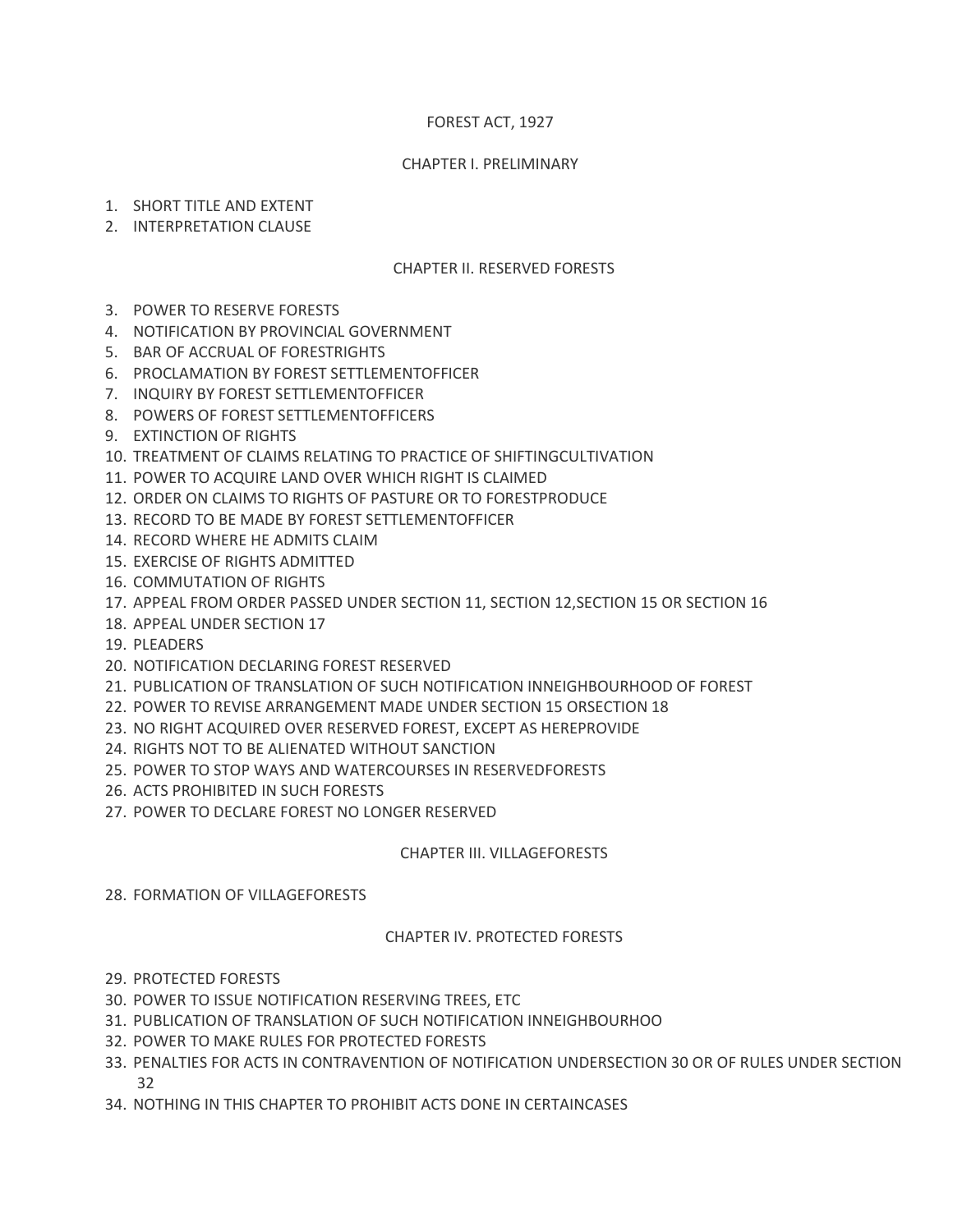# FOREST ACT, 1927

## CHAPTER I. PRELIMINARY

1. SHORT TITLE AND EXTENT
2. INTERPRETATION CLAUSE

## CHAPTER II. RESERVED FORESTS

3. POWER TO RESERVE FORESTS
4. NOTIFICATION BY PROVINCIAL GOVERNMENT
5. BAR OF ACCRUAL OF FORESTRIGHTS
6. PROCLAMATION BY FOREST SETTLEMENTOFFICER
7. INQUIRY BY FOREST SETTLEMENTOFFICER
8. POWERS OF FOREST SETTLEMENTOFFICERS
9. EXTINCTION OF RIGHTS
10. TREATMENT OF CLAIMS RELATING TO PRACTICE OF SHIFTINGCULTIVATION
11. POWER TO ACQUIRE LAND OVER WHICH RIGHT IS CLAIMED
12. ORDER ON CLAIMS TO RIGHTS OF PASTURE OR TO FORESTPRODUCE
13. RECORD TO BE MADE BY FOREST SETTLEMENTOFFICER
14. RECORD WHERE HE ADMITS CLAIM
15. EXERCISE OF RIGHTS ADMITTED
16. COMMUTATION OF RIGHTS
17. APPEAL FROM ORDER PASSED UNDER SECTION 11, SECTION 12,SECTION 15 OR SECTION 16
18. APPEAL UNDER SECTION 17
19. PLEADERS
20. NOTIFICATION DECLARING FOREST RESERVED
21. PUBLICATION OF TRANSLATION OF SUCH NOTIFICATION INNEIGHBOURHOOD OF FOREST
22. POWER TO REVISE ARRANGEMENT MADE UNDER SECTION 15 ORSECTION 18
23. NO RIGHT ACQUIRED OVER RESERVED FOREST, EXCEPT AS HEREPROVIDE
24. RIGHTS NOT TO BE ALIENATED WITHOUT SANCTION
25. POWER TO STOP WAYS AND WATERCOURSES IN RESERVEDFORESTS
26. ACTS PROHIBITED IN SUCH FORESTS
27. POWER TO DECLARE FOREST NO LONGER RESERVED

## CHAPTER III. VILLAGEFORESTS

28. FORMATION OF VILLAGEFORESTS

## CHAPTER IV. PROTECTED FORESTS

29. PROTECTED FORESTS
30. POWER TO ISSUE NOTIFICATION RESERVING TREES, ETC
31. PUBLICATION OF TRANSLATION OF SUCH NOTIFICATION INNEIGHBOURHOO
32. POWER TO MAKE RULES FOR PROTECTED FORESTS
33. PENALTIES FOR ACTS IN CONTRAVENTION OF NOTIFICATION UNDERSECTION 30 OR OF RULES UNDER SECTION 32
34. NOTHING IN THIS CHAPTER TO PROHIBIT ACTS DONE IN CERTAINCASES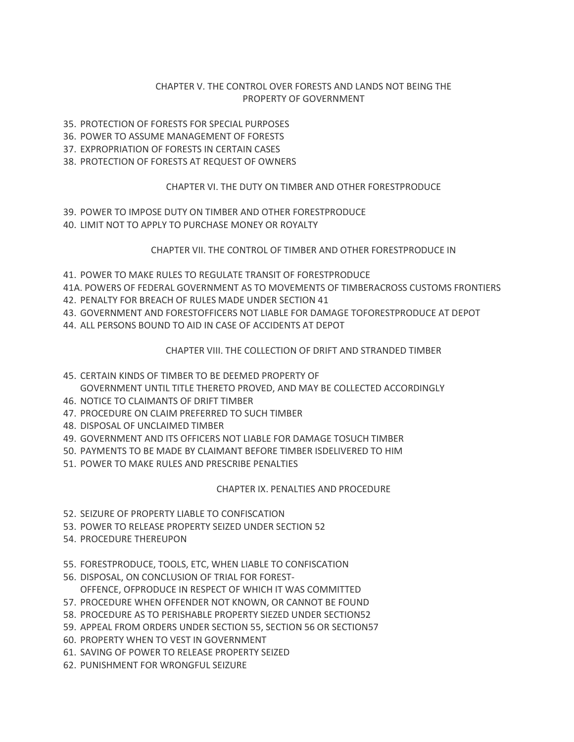## CHAPTER V. THE CONTROL OVER FORESTS AND LANDS NOT BEING THE PROPERTY OF GOVERNMENT

35. PROTECTION OF FORESTS FOR SPECIAL PURPOSES
36. POWER TO ASSUME MANAGEMENT OF FORESTS
37. EXPROPRIATION OF FORESTS IN CERTAIN CASES
38. PROTECTION OF FORESTS AT REQUEST OF OWNERS

## CHAPTER VI. THE DUTY ON TIMBER AND OTHER FORESTPRODUCE

39. POWER TO IMPOSE DUTY ON TIMBER AND OTHER FORESTPRODUCE
40. LIMIT NOT TO APPLY TO PURCHASE MONEY OR ROYALTY

## CHAPTER VII. THE CONTROL OF TIMBER AND OTHER FORESTPRODUCE IN

41. POWER TO MAKE RULES TO REGULATE TRANSIT OF FORESTPRODUCE

41A. POWERS OF FEDERAL GOVERNMENT AS TO MOVEMENTS OF TIMBERACROSS CUSTOMS FRONTIERS

42. PENALTY FOR BREACH OF RULES MADE UNDER SECTION 41
43. GOVERNMENT AND FORESTOFFICERS NOT LIABLE FOR DAMAGE TOFORESTPRODUCE AT DEPOT
44. ALL PERSONS BOUND TO AID IN CASE OF ACCIDENTS AT DEPOT

## CHAPTER VIII. THE COLLECTION OF DRIFT AND STRANDED TIMBER

45. CERTAIN KINDS OF TIMBER TO BE DEEMED PROPERTY OF GOVERNMENT UNTIL TITLE THERETO PROVED, AND MAY BE COLLECTED ACCORDINGLY
46. NOTICE TO CLAIMANTS OF DRIFT TIMBER
47. PROCEDURE ON CLAIM PREFERRED TO SUCH TIMBER
48. DISPOSAL OF UNCLAIMED TIMBER
49. GOVERNMENT AND ITS OFFICERS NOT LIABLE FOR DAMAGE TOSUCH TIMBER
50. PAYMENTS TO BE MADE BY CLAIMANT BEFORE TIMBER ISDELIVERED TO HIM
51. POWER TO MAKE RULES AND PRESCRIBE PENALTIES

## CHAPTER IX. PENALTIES AND PROCEDURE

52. SEIZURE OF PROPERTY LIABLE TO CONFISCATION
53. POWER TO RELEASE PROPERTY SEIZED UNDER SECTION 52
54. PROCEDURE THEREUPON
55. FORESTPRODUCE, TOOLS, ETC, WHEN LIABLE TO CONFISCATION
56. DISPOSAL, ON CONCLUSION OF TRIAL FOR FOREST-OFFENCE, OFPRODUCE IN RESPECT OF WHICH IT WAS COMMITTED
57. PROCEDURE WHEN OFFENDER NOT KNOWN, OR CANNOT BE FOUND
58. PROCEDURE AS TO PERISHABLE PROPERTY SIEZED UNDER SECTION52
59. APPEAL FROM ORDERS UNDER SECTION 55, SECTION 56 OR SECTION57
60. PROPERTY WHEN TO VEST IN GOVERNMENT
61. SAVING OF POWER TO RELEASE PROPERTY SEIZED
62. PUNISHMENT FOR WRONGFUL SEIZURE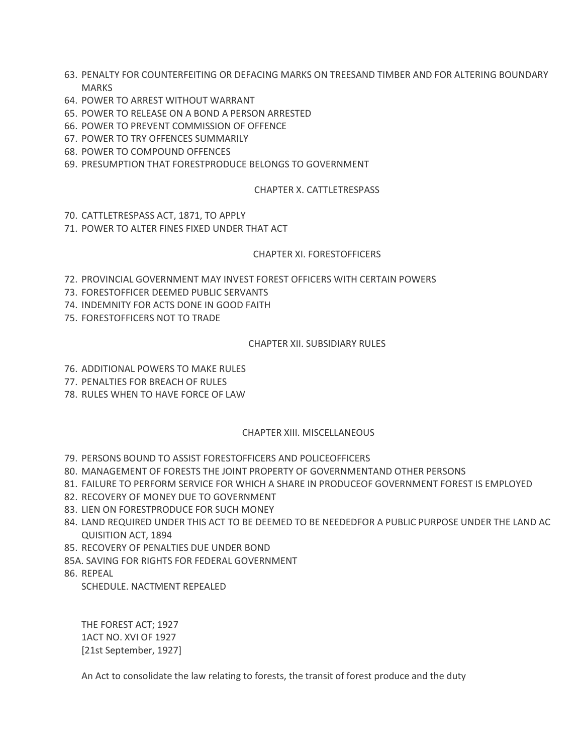63. PENALTY FOR COUNTERFEITING OR DEFACING MARKS ON TREESAND TIMBER AND FOR ALTERING BOUNDARY MARKS
64. POWER TO ARREST WITHOUT WARRANT
65. POWER TO RELEASE ON A BOND A PERSON ARRESTED
66. POWER TO PREVENT COMMISSION OF OFFENCE
67. POWER TO TRY OFFENCES SUMMARILY
68. POWER TO COMPOUND OFFENCES
69. PRESUMPTION THAT FORESTPRODUCE BELONGS TO GOVERNMENT

CHAPTER X. CATTLETRESPASS

70. CATTLETRESPASS ACT, 1871, TO APPLY
71. POWER TO ALTER FINES FIXED UNDER THAT ACT

CHAPTER XI. FORESTOFFICERS

72. PROVINCIAL GOVERNMENT MAY INVEST FOREST OFFICERS WITH CERTAIN POWERS
73. FORESTOFFICER DEEMED PUBLIC SERVANTS
74. INDEMNITY FOR ACTS DONE IN GOOD FAITH
75. FORESTOFFICERS NOT TO TRADE

CHAPTER XII. SUBSIDIARY RULES

76. ADDITIONAL POWERS TO MAKE RULES
77. PENALTIES FOR BREACH OF RULES
78. RULES WHEN TO HAVE FORCE OF LAW

CHAPTER XIII. MISCELLANEOUS

79. PERSONS BOUND TO ASSIST FORESTOFFICERS AND POLICEOFFICERS
80. MANAGEMENT OF FORESTS THE JOINT PROPERTY OF GOVERNMENTAND OTHER PERSONS
81. FAILURE TO PERFORM SERVICE FOR WHICH A SHARE IN PRODUCEOF GOVERNMENT FOREST IS EMPLOYED
82. RECOVERY OF MONEY DUE TO GOVERNMENT
83. LIEN ON FORESTPRODUCE FOR SUCH MONEY
84. LAND REQUIRED UNDER THIS ACT TO BE DEEMED TO BE NEEDEDFOR A PUBLIC PURPOSE UNDER THE LAND AC QUISITION ACT, 1894
85. RECOVERY OF PENALTIES DUE UNDER BOND

85A. SAVING FOR RIGHTS FOR FEDERAL GOVERNMENT

86. REPEAL

SCHEDULE. NACTMENT REPEALED

THE FOREST ACT; 1927
1ACT NO. XVI OF 1927
[21st September, 1927]

An Act to consolidate the law relating to forests, the transit of forest produce and the duty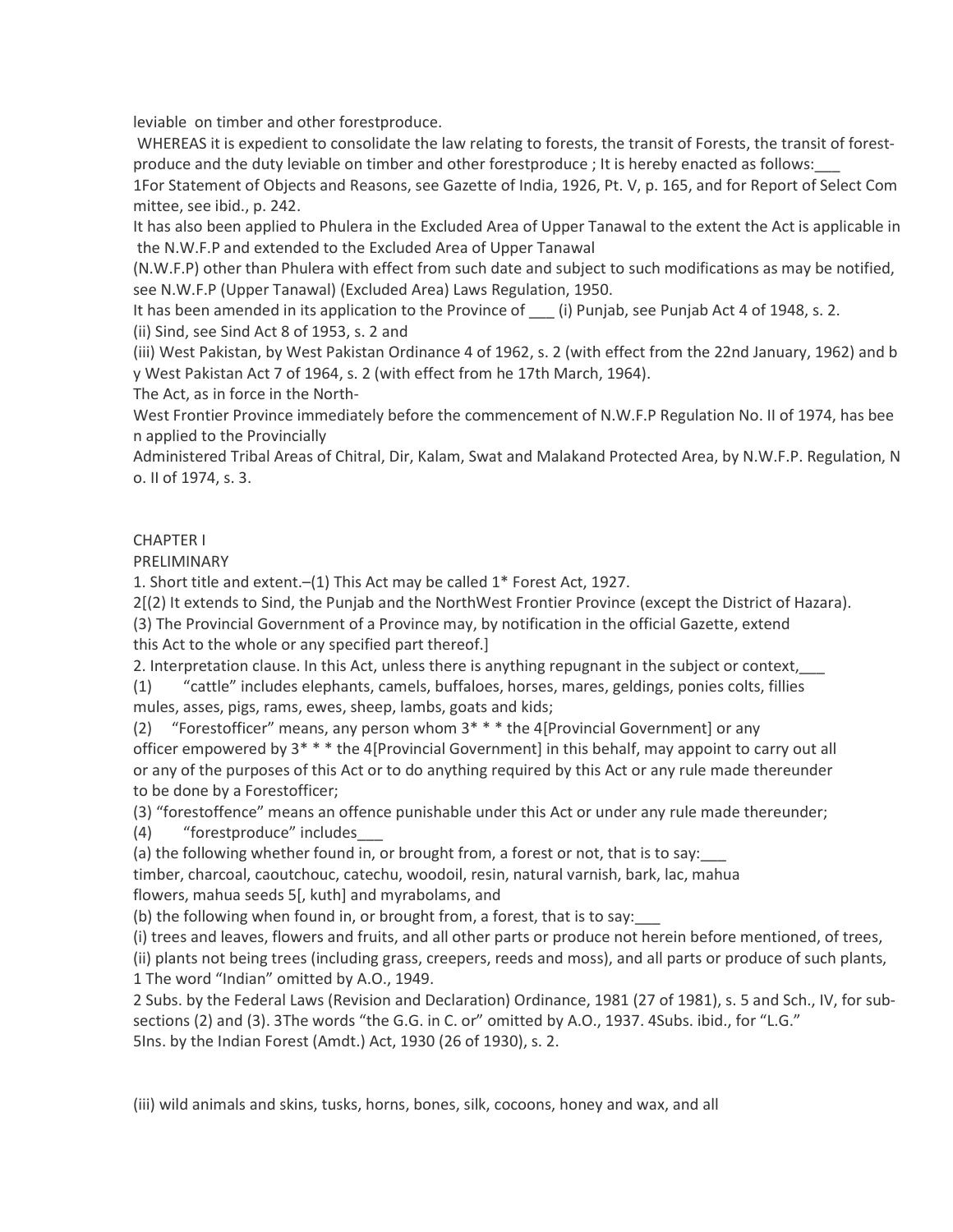leviable on timber and other forestproduce.

WHEREAS it is expedient to consolidate the law relating to forests, the transit of Forests, the transit of forest-produce and the duty leviable on timber and other forestproduce ; It is hereby enacted as follows:___

1For Statement of Objects and Reasons, see Gazette of India, 1926, Pt. V, p. 165, and for Report of Select Committee, see ibid., p. 242.

It has also been applied to Phulera in the Excluded Area of Upper Tanawal to the extent the Act is applicable in the N.W.F.P and extended to the Excluded Area of Upper Tanawal (N.W.F.P) other than Phulera with effect from such date and subject to such modifications as may be notified, see N.W.F.P (Upper Tanawal) (Excluded Area) Laws Regulation, 1950.

It has been amended in its application to the Province of ___ (i) Punjab, see Punjab Act 4 of 1948, s. 2.
(ii) Sind, see Sind Act 8 of 1953, s. 2 and
(iii) West Pakistan, by West Pakistan Ordinance 4 of 1962, s. 2 (with effect from the 22nd January, 1962) and by West Pakistan Act 7 of 1964, s. 2 (with effect from he 17th March, 1964).

The Act, as in force in the North-West Frontier Province immediately before the commencement of N.W.F.P Regulation No. II of 1974, has been applied to the Provincially Administered Tribal Areas of Chitral, Dir, Kalam, Swat and Malakand Protected Area, by N.W.F.P. Regulation, No. II of 1974, s. 3.

## CHAPTER I

## PRELIMINARY

1. Short title and extent.–(1) This Act may be called 1* Forest Act, 1927.

2[(2) It extends to Sind, the Punjab and the NorthWest Frontier Province (except the District of Hazara).

(3) The Provincial Government of a Province may, by notification in the official Gazette, extend this Act to the whole or any specified part thereof.]

2. Interpretation clause. In this Act, unless there is anything repugnant in the subject or context,___

(1) "cattle" includes elephants, camels, buffaloes, horses, mares, geldings, ponies colts, fillies mules, asses, pigs, rams, ewes, sheep, lambs, goats and kids;

(2) "Forestofficer" means, any person whom 3* * * the 4[Provincial Government] or any officer empowered by 3* * * the 4[Provincial Government] in this behalf, may appoint to carry out all or any of the purposes of this Act or to do anything required by this Act or any rule made thereunder to be done by a Forestofficer;

(3) "forestoffence" means an offence punishable under this Act or under any rule made thereunder;

(4) "forestproduce" includes___

(a) the following whether found in, or brought from, a forest or not, that is to say:___
timber, charcoal, caoutchouc, catechu, woodoil, resin, natural varnish, bark, lac, mahua flowers, mahua seeds 5[, kuth] and myrabolams, and

(b) the following when found in, or brought from, a forest, that is to say:___
(i) trees and leaves, flowers and fruits, and all other parts or produce not herein before mentioned, of trees,
(ii) plants not being trees (including grass, creepers, reeds and moss), and all parts or produce of such plants,

1 The word "Indian" omitted by A.O., 1949.

2 Subs. by the Federal Laws (Revision and Declaration) Ordinance, 1981 (27 of 1981), s. 5 and Sch., IV, for sub-sections (2) and (3). 3The words "the G.G. in C. or" omitted by A.O., 1937. 4Subs. ibid., for "L.G."

5Ins. by the Indian Forest (Amdt.) Act, 1930 (26 of 1930), s. 2.

(iii) wild animals and skins, tusks, horns, bones, silk, cocoons, honey and wax, and all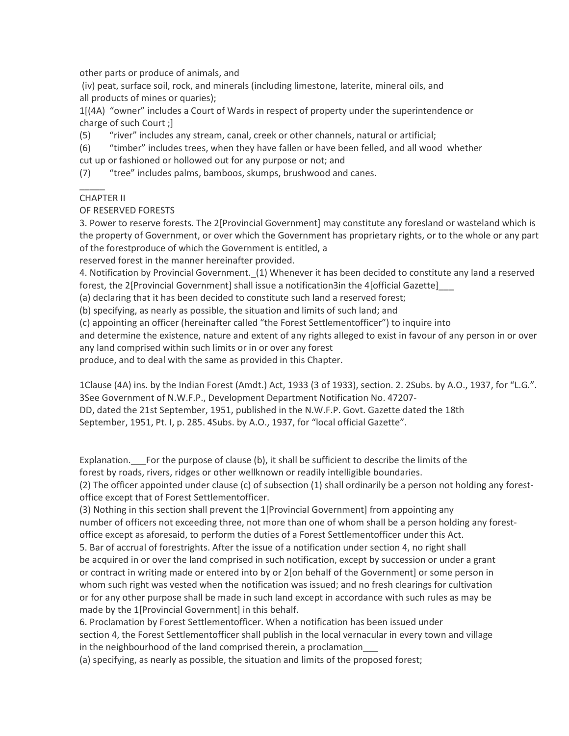other parts or produce of animals, and

(iv) peat, surface soil, rock, and minerals (including limestone, laterite, mineral oils, and all products of mines or quaries);

1[(4A) "owner" includes a Court of Wards in respect of property under the superintendence or charge of such Court ;]

(5) "river" includes any stream, canal, creek or other channels, natural or artificial;

(6) "timber" includes trees, when they have fallen or have been felled, and all wood whether cut up or fashioned or hollowed out for any purpose or not; and

(7) "tree" includes palms, bamboos, skumps, brushwood and canes.

_____

## CHAPTER II

## OF RESERVED FORESTS

3. Power to reserve forests. The 2[Provincial Government] may constitute any foresland or wasteland which is the property of Government, or over which the Government has proprietary rights, or to the whole or any part of the forestproduce of which the Government is entitled, a reserved forest in the manner hereinafter provided.

4. Notification by Provincial Government._(1) Whenever it has been decided to constitute any land a reserved forest, the 2[Provincial Government] shall issue a notification3in the 4[official Gazette]___

(a) declaring that it has been decided to constitute such land a reserved forest;

(b) specifying, as nearly as possible, the situation and limits of such land; and

(c) appointing an officer (hereinafter called "the Forest Settlementofficer") to inquire into and determine the existence, nature and extent of any rights alleged to exist in favour of any person in or over any land comprised within such limits or in or over any forest produce, and to deal with the same as provided in this Chapter.

1Clause (4A) ins. by the Indian Forest (Amdt.) Act, 1933 (3 of 1933), section. 2. 2Subs. by A.O., 1937, for "L.G.". 3See Government of N.W.F.P., Development Department Notification No. 47207-DD, dated the 21st September, 1951, published in the N.W.F.P. Govt. Gazette dated the 18th September, 1951, Pt. I, p. 285. 4Subs. by A.O., 1937, for "local official Gazette".

Explanation.___For the purpose of clause (b), it shall be sufficient to describe the limits of the forest by roads, rivers, ridges or other wellknown or readily intelligible boundaries.

(2) The officer appointed under clause (c) of subsection (1) shall ordinarily be a person not holding any forest-office except that of Forest Settlementofficer.

(3) Nothing in this section shall prevent the 1[Provincial Government] from appointing any number of officers not exceeding three, not more than one of whom shall be a person holding any forest-office except as aforesaid, to perform the duties of a Forest Settlementofficer under this Act.

5. Bar of accrual of forestrights. After the issue of a notification under section 4, no right shall be acquired in or over the land comprised in such notification, except by succession or under a grant or contract in writing made or entered into by or 2[on behalf of the Government] or some person in whom such right was vested when the notification was issued; and no fresh clearings for cultivation or for any other purpose shall be made in such land except in accordance with such rules as may be made by the 1[Provincial Government] in this behalf.

6. Proclamation by Forest Settlementofficer. When a notification has been issued under section 4, the Forest Settlementofficer shall publish in the local vernacular in every town and village in the neighbourhood of the land comprised therein, a proclamation___

(a) specifying, as nearly as possible, the situation and limits of the proposed forest;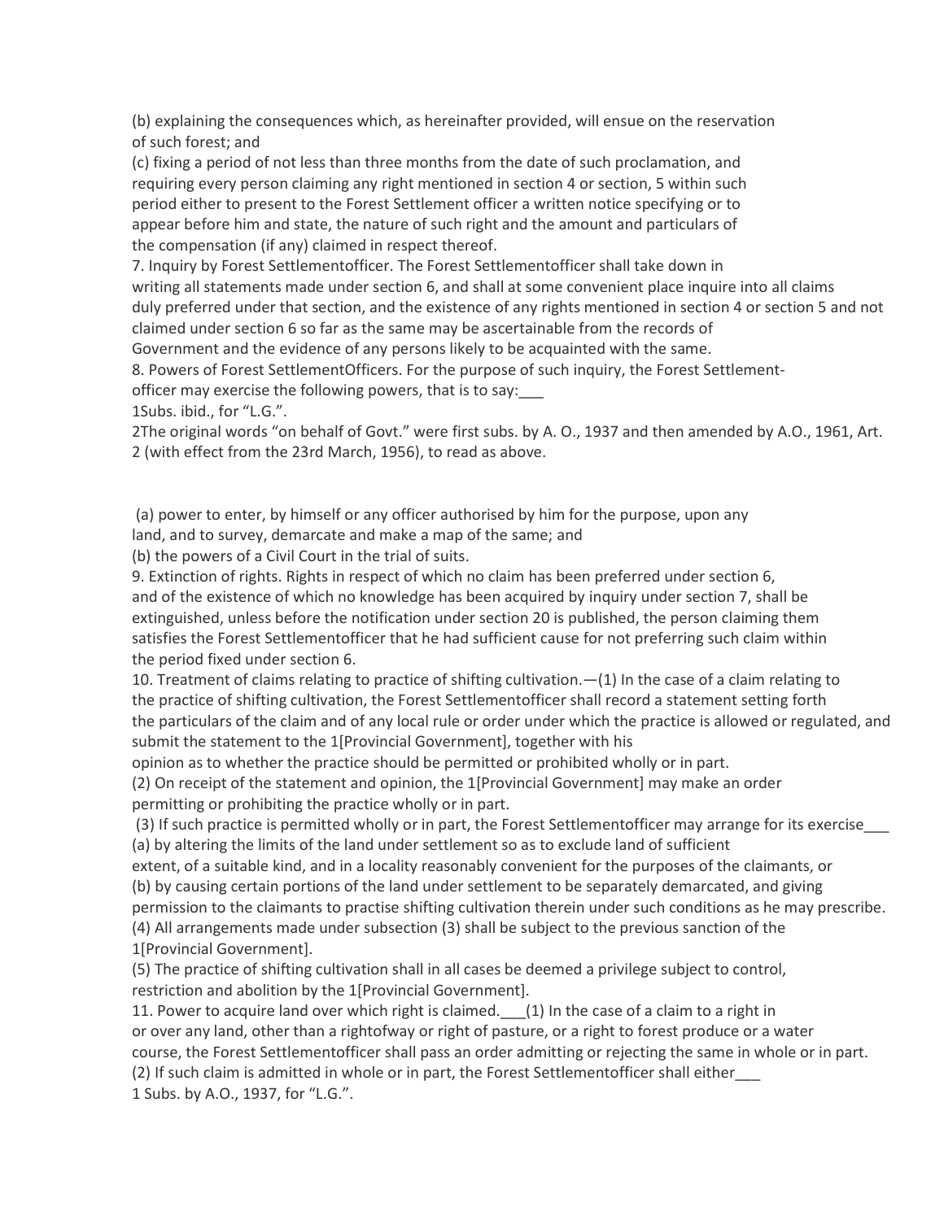(b) explaining the consequences which, as hereinafter provided, will ensue on the reservation of such forest; and

(c) fixing a period of not less than three months from the date of such proclamation, and requiring every person claiming any right mentioned in section 4 or section, 5 within such period either to present to the Forest Settlement officer a written notice specifying or to appear before him and state, the nature of such right and the amount and particulars of the compensation (if any) claimed in respect thereof.

7. Inquiry by Forest Settlementofficer. The Forest Settlementofficer shall take down in writing all statements made under section 6, and shall at some convenient place inquire into all claims duly preferred under that section, and the existence of any rights mentioned in section 4 or section 5 and not claimed under section 6 so far as the same may be ascertainable from the records of Government and the evidence of any persons likely to be acquainted with the same.

8. Powers of Forest SettlementOfficers. For the purpose of such inquiry, the Forest Settlement-officer may exercise the following powers, that is to say:___

1Subs. ibid., for "L.G.".

2The original words "on behalf of Govt." were first subs. by A. O., 1937 and then amended by A.O., 1961, Art. 2 (with effect from the 23rd March, 1956), to read as above.

(a) power to enter, by himself or any officer authorised by him for the purpose, upon any land, and to survey, demarcate and make a map of the same; and

(b) the powers of a Civil Court in the trial of suits.

9. Extinction of rights. Rights in respect of which no claim has been preferred under section 6, and of the existence of which no knowledge has been acquired by inquiry under section 7, shall be extinguished, unless before the notification under section 20 is published, the person claiming them satisfies the Forest Settlementofficer that he had sufficient cause for not preferring such claim within the period fixed under section 6.

10. Treatment of claims relating to practice of shifting cultivation.—(1) In the case of a claim relating to the practice of shifting cultivation, the Forest Settlementofficer shall record a statement setting forth the particulars of the claim and of any local rule or order under which the practice is allowed or regulated, and submit the statement to the 1[Provincial Government], together with his opinion as to whether the practice should be permitted or prohibited wholly or in part.

(2) On receipt of the statement and opinion, the 1[Provincial Government] may make an order permitting or prohibiting the practice wholly or in part.

(3) If such practice is permitted wholly or in part, the Forest Settlementofficer may arrange for its exercise___

(a) by altering the limits of the land under settlement so as to exclude land of sufficient extent, of a suitable kind, and in a locality reasonably convenient for the purposes of the claimants, or

(b) by causing certain portions of the land under settlement to be separately demarcated, and giving permission to the claimants to practise shifting cultivation therein under such conditions as he may prescribe.

(4) All arrangements made under subsection (3) shall be subject to the previous sanction of the 1[Provincial Government].

(5) The practice of shifting cultivation shall in all cases be deemed a privilege subject to control, restriction and abolition by the 1[Provincial Government].

11. Power to acquire land over which right is claimed.___(1) In the case of a claim to a right in or over any land, other than a rightofway or right of pasture, or a right to forest produce or a water course, the Forest Settlementofficer shall pass an order admitting or rejecting the same in whole or in part.

(2) If such claim is admitted in whole or in part, the Forest Settlementofficer shall either___

1 Subs. by A.O., 1937, for "L.G.".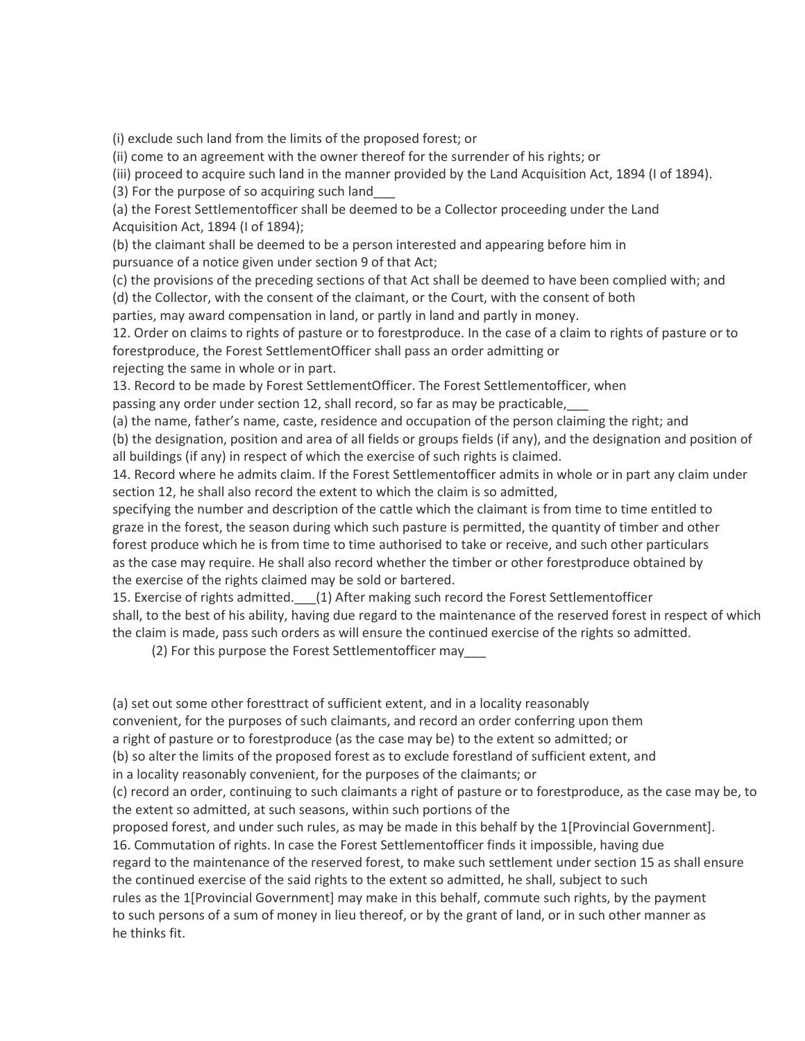(i) exclude such land from the limits of the proposed forest; or

(ii) come to an agreement with the owner thereof for the surrender of his rights; or

(iii) proceed to acquire such land in the manner provided by the Land Acquisition Act, 1894 (I of 1894).

(3) For the purpose of so acquiring such land___

(a) the Forest Settlementofficer shall be deemed to be a Collector proceeding under the Land Acquisition Act, 1894 (I of 1894);

(b) the claimant shall be deemed to be a person interested and appearing before him in pursuance of a notice given under section 9 of that Act;

(c) the provisions of the preceding sections of that Act shall be deemed to have been complied with; and

(d) the Collector, with the consent of the claimant, or the Court, with the consent of both parties, may award compensation in land, or partly in land and partly in money.

12. Order on claims to rights of pasture or to forestproduce. In the case of a claim to rights of pasture or to forestproduce, the Forest SettlementOfficer shall pass an order admitting or rejecting the same in whole or in part.

13. Record to be made by Forest SettlementOfficer. The Forest Settlementofficer, when passing any order under section 12, shall record, so far as may be practicable,___

(a) the name, father's name, caste, residence and occupation of the person claiming the right; and

(b) the designation, position and area of all fields or groups fields (if any), and the designation and position of all buildings (if any) in respect of which the exercise of such rights is claimed.

14. Record where he admits claim. If the Forest Settlementofficer admits in whole or in part any claim under section 12, he shall also record the extent to which the claim is so admitted, specifying the number and description of the cattle which the claimant is from time to time entitled to graze in the forest, the season during which such pasture is permitted, the quantity of timber and other forest produce which he is from time to time authorised to take or receive, and such other particulars as the case may require. He shall also record whether the timber or other forestproduce obtained by the exercise of the rights claimed may be sold or bartered.

15. Exercise of rights admitted.___(1) After making such record the Forest Settlementofficer shall, to the best of his ability, having due regard to the maintenance of the reserved forest in respect of which the claim is made, pass such orders as will ensure the continued exercise of the rights so admitted.

(2) For this purpose the Forest Settlementofficer may___

(a) set out some other foresttract of sufficient extent, and in a locality reasonably convenient, for the purposes of such claimants, and record an order conferring upon them a right of pasture or to forestproduce (as the case may be) to the extent so admitted; or

(b) so alter the limits of the proposed forest as to exclude forestland of sufficient extent, and in a locality reasonably convenient, for the purposes of the claimants; or

(c) record an order, continuing to such claimants a right of pasture or to forestproduce, as the case may be, to the extent so admitted, at such seasons, within such portions of the proposed forest, and under such rules, as may be made in this behalf by the 1[Provincial Government].

16. Commutation of rights. In case the Forest Settlementofficer finds it impossible, having due regard to the maintenance of the reserved forest, to make such settlement under section 15 as shall ensure the continued exercise of the said rights to the extent so admitted, he shall, subject to such rules as the 1[Provincial Government] may make in this behalf, commute such rights, by the payment to such persons of a sum of money in lieu thereof, or by the grant of land, or in such other manner as he thinks fit.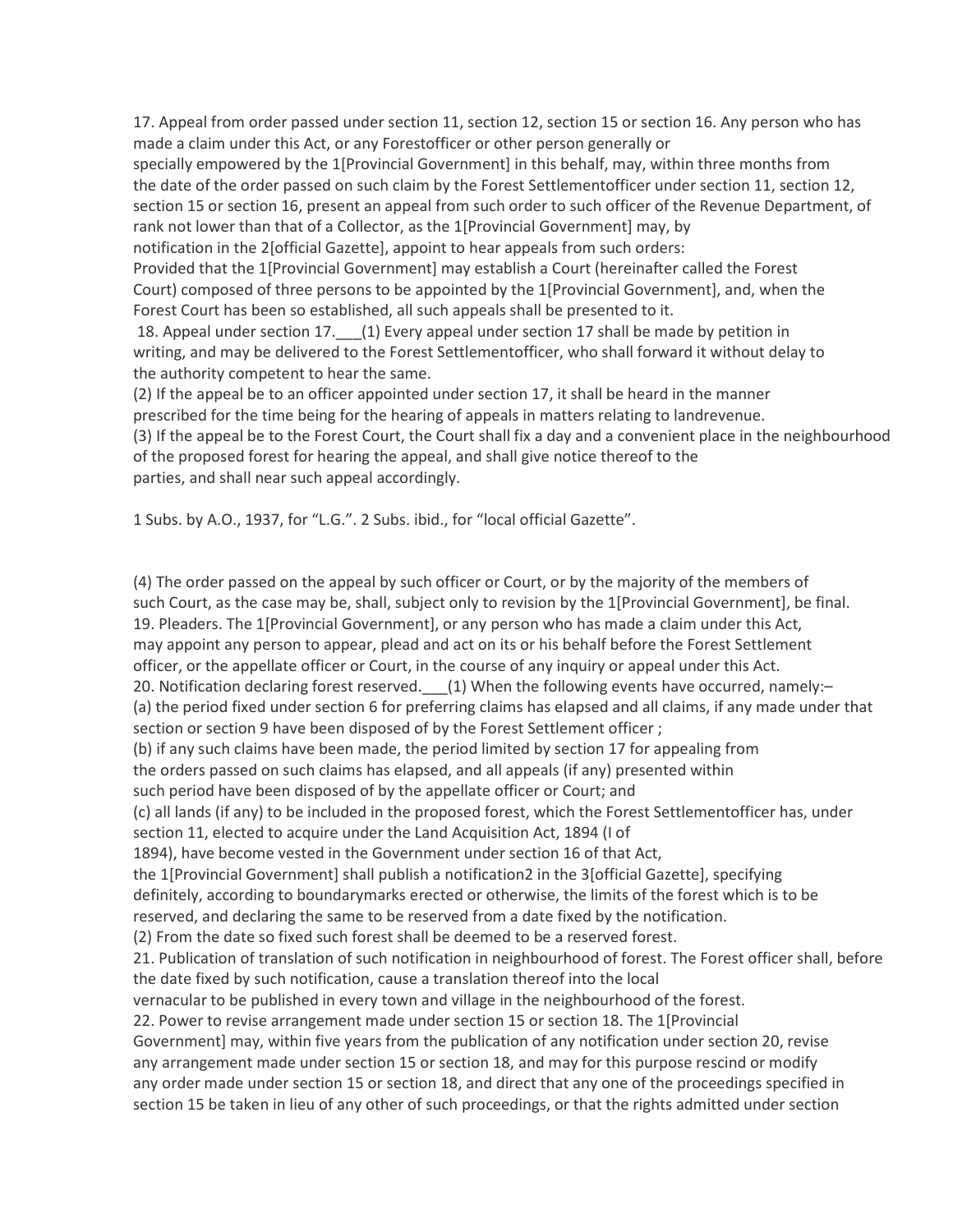17. Appeal from order passed under section 11, section 12, section 15 or section 16. Any person who has made a claim under this Act, or any Forestofficer or other person generally or specially empowered by the 1[Provincial Government] in this behalf, may, within three months from the date of the order passed on such claim by the Forest Settlementofficer under section 11, section 12, section 15 or section 16, present an appeal from such order to such officer of the Revenue Department, of rank not lower than that of a Collector, as the 1[Provincial Government] may, by notification in the 2[official Gazette], appoint to hear appeals from such orders:

Provided that the 1[Provincial Government] may establish a Court (hereinafter called the Forest Court) composed of three persons to be appointed by the 1[Provincial Government], and, when the Forest Court has been so established, all such appeals shall be presented to it.

18. Appeal under section 17.___(1) Every appeal under section 17 shall be made by petition in writing, and may be delivered to the Forest Settlementofficer, who shall forward it without delay to the authority competent to hear the same.

(2) If the appeal be to an officer appointed under section 17, it shall be heard in the manner prescribed for the time being for the hearing of appeals in matters relating to landrevenue.

(3) If the appeal be to the Forest Court, the Court shall fix a day and a convenient place in the neighbourhood of the proposed forest for hearing the appeal, and shall give notice thereof to the parties, and shall near such appeal accordingly.

1 Subs. by A.O., 1937, for "L.G.". 2 Subs. ibid., for "local official Gazette".

(4) The order passed on the appeal by such officer or Court, or by the majority of the members of such Court, as the case may be, shall, subject only to revision by the 1[Provincial Government], be final.

19. Pleaders. The 1[Provincial Government], or any person who has made a claim under this Act, may appoint any person to appear, plead and act on its or his behalf before the Forest Settlement officer, or the appellate officer or Court, in the course of any inquiry or appeal under this Act.

20. Notification declaring forest reserved.___(1) When the following events have occurred, namely:–

(a) the period fixed under section 6 for preferring claims has elapsed and all claims, if any made under that section or section 9 have been disposed of by the Forest Settlement officer ;

(b) if any such claims have been made, the period limited by section 17 for appealing from the orders passed on such claims has elapsed, and all appeals (if any) presented within such period have been disposed of by the appellate officer or Court; and

(c) all lands (if any) to be included in the proposed forest, which the Forest Settlementofficer has, under section 11, elected to acquire under the Land Acquisition Act, 1894 (I of 1894), have become vested in the Government under section 16 of that Act,

the 1[Provincial Government] shall publish a notification2 in the 3[official Gazette], specifying definitely, according to boundarymarks erected or otherwise, the limits of the forest which is to be reserved, and declaring the same to be reserved from a date fixed by the notification.

(2) From the date so fixed such forest shall be deemed to be a reserved forest.

21. Publication of translation of such notification in neighbourhood of forest. The Forest officer shall, before the date fixed by such notification, cause a translation thereof into the local vernacular to be published in every town and village in the neighbourhood of the forest.

22. Power to revise arrangement made under section 15 or section 18. The 1[Provincial Government] may, within five years from the publication of any notification under section 20, revise any arrangement made under section 15 or section 18, and may for this purpose rescind or modify any order made under section 15 or section 18, and direct that any one of the proceedings specified in section 15 be taken in lieu of any other of such proceedings, or that the rights admitted under section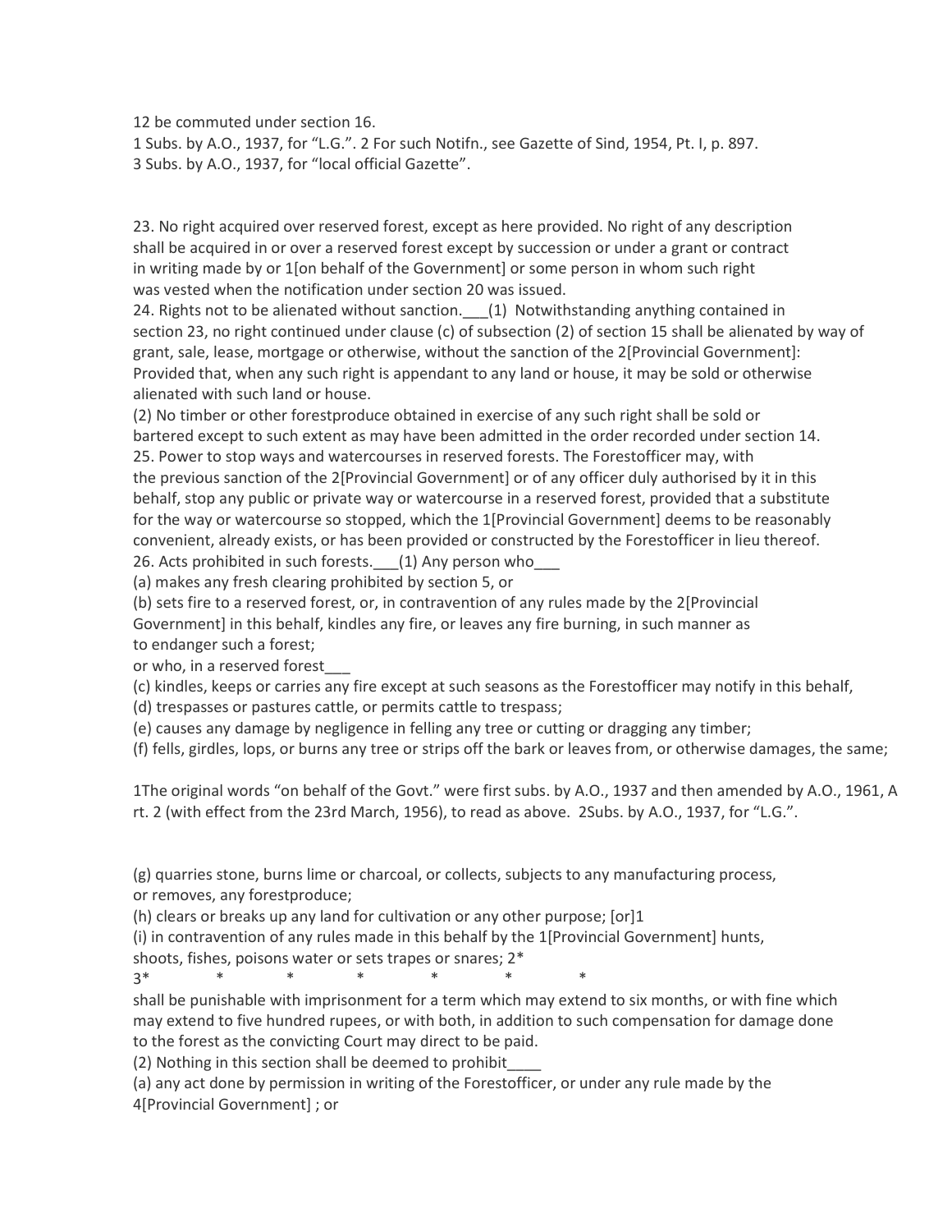12 be commuted under section 16.

1 Subs. by A.O., 1937, for "L.G.". 2 For such Notifn., see Gazette of Sind, 1954, Pt. I, p. 897.
3 Subs. by A.O., 1937, for "local official Gazette".

23. No right acquired over reserved forest, except as here provided. No right of any description shall be acquired in or over a reserved forest except by succession or under a grant or contract in writing made by or 1[on behalf of the Government] or some person in whom such right was vested when the notification under section 20 was issued.

24. Rights not to be alienated without sanction.___(1) Notwithstanding anything contained in section 23, no right continued under clause (c) of subsection (2) of section 15 shall be alienated by way of grant, sale, lease, mortgage or otherwise, without the sanction of the 2[Provincial Government]: Provided that, when any such right is appendant to any land or house, it may be sold or otherwise alienated with such land or house.

(2) No timber or other forestproduce obtained in exercise of any such right shall be sold or bartered except to such extent as may have been admitted in the order recorded under section 14.

25. Power to stop ways and watercourses in reserved forests. The Forestofficer may, with the previous sanction of the 2[Provincial Government] or of any officer duly authorised by it in this behalf, stop any public or private way or watercourse in a reserved forest, provided that a substitute for the way or watercourse so stopped, which the 1[Provincial Government] deems to be reasonably convenient, already exists, or has been provided or constructed by the Forestofficer in lieu thereof.

26. Acts prohibited in such forests.___(1) Any person who___

(a) makes any fresh clearing prohibited by section 5, or

(b) sets fire to a reserved forest, or, in contravention of any rules made by the 2[Provincial Government] in this behalf, kindles any fire, or leaves any fire burning, in such manner as to endanger such a forest;

or who, in a reserved forest___

(c) kindles, keeps or carries any fire except at such seasons as the Forestofficer may notify in this behalf,

(d) trespasses or pastures cattle, or permits cattle to trespass;

(e) causes any damage by negligence in felling any tree or cutting or dragging any timber;

(f) fells, girdles, lops, or burns any tree or strips off the bark or leaves from, or otherwise damages, the same;

1The original words "on behalf of the Govt." were first subs. by A.O., 1937 and then amended by A.O., 1961, Art. 2 (with effect from the 23rd March, 1956), to read as above. 2Subs. by A.O., 1937, for "L.G.".

(g) quarries stone, burns lime or charcoal, or collects, subjects to any manufacturing process, or removes, any forestproduce;

(h) clears or breaks up any land for cultivation or any other purpose; [or]1

(i) in contravention of any rules made in this behalf by the 1[Provincial Government] hunts, shoots, fishes, poisons water or sets trapes or snares; 2*

3* * * * * * *

shall be punishable with imprisonment for a term which may extend to six months, or with fine which may extend to five hundred rupees, or with both, in addition to such compensation for damage done to the forest as the convicting Court may direct to be paid.

(2) Nothing in this section shall be deemed to prohibit____

(a) any act done by permission in writing of the Forestofficer, or under any rule made by the 4[Provincial Government] ; or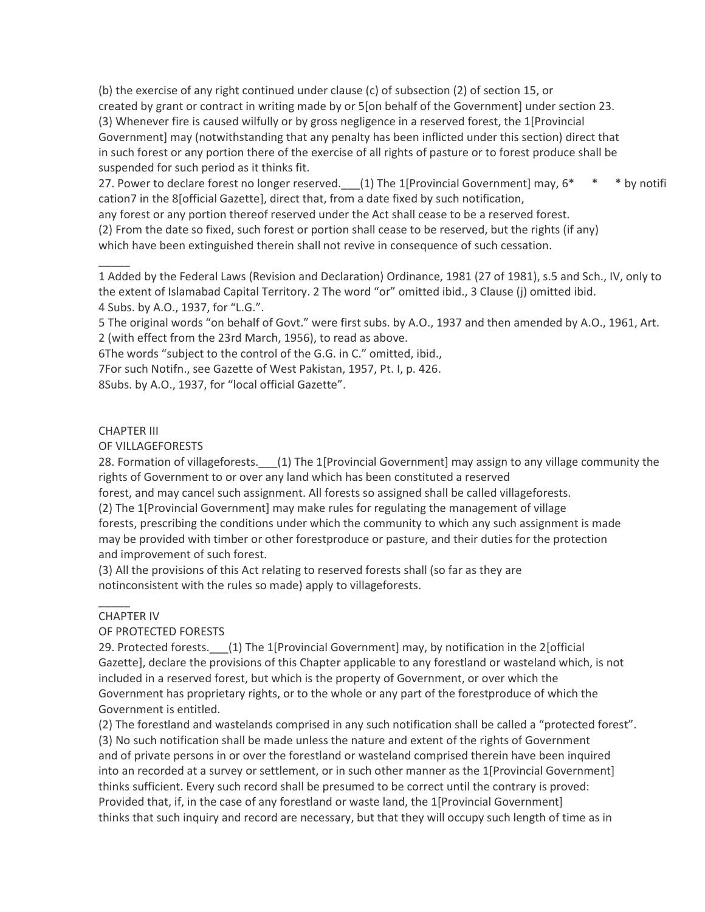(b) the exercise of any right continued under clause (c) of subsection (2) of section 15, or created by grant or contract in writing made by or 5[on behalf of the Government] under section 23.

(3) Whenever fire is caused wilfully or by gross negligence in a reserved forest, the 1[Provincial Government] may (notwithstanding that any penalty has been inflicted under this section) direct that in such forest or any portion there of the exercise of all rights of pasture or to forest produce shall be suspended for such period as it thinks fit.

27. Power to declare forest no longer reserved.___(1) The 1[Provincial Government] may, 6* * * by notifi cation7 in the 8[official Gazette], direct that, from a date fixed by such notification, any forest or any portion thereof reserved under the Act shall cease to be a reserved forest.

(2) From the date so fixed, such forest or portion shall cease to be reserved, but the rights (if any) which have been extinguished therein shall not revive in consequence of such cessation.

_____

1 Added by the Federal Laws (Revision and Declaration) Ordinance, 1981 (27 of 1981), s.5 and Sch., IV, only to the extent of Islamabad Capital Territory. 2 The word "or" omitted ibid., 3 Clause (j) omitted ibid.
4 Subs. by A.O., 1937, for "L.G.".
5 The original words "on behalf of Govt." were first subs. by A.O., 1937 and then amended by A.O., 1961, Art. 2 (with effect from the 23rd March, 1956), to read as above.
6The words "subject to the control of the G.G. in C." omitted, ibid.,
7For such Notifn., see Gazette of West Pakistan, 1957, Pt. I, p. 426.
8Subs. by A.O., 1937, for "local official Gazette".

## CHAPTER III

## OF VILLAGEFORESTS

28. Formation of villageforests.___(1) The 1[Provincial Government] may assign to any village community the rights of Government to or over any land which has been constituted a reserved forest, and may cancel such assignment. All forests so assigned shall be called villageforests.

(2) The 1[Provincial Government] may make rules for regulating the management of village forests, prescribing the conditions under which the community to which any such assignment is made may be provided with timber or other forestproduce or pasture, and their duties for the protection and improvement of such forest.

(3) All the provisions of this Act relating to reserved forests shall (so far as they are notinconsistent with the rules so made) apply to villageforests.

_____

## CHAPTER IV

## OF PROTECTED FORESTS

29. Protected forests.___(1) The 1[Provincial Government] may, by notification in the 2[official Gazette], declare the provisions of this Chapter applicable to any forestland or wasteland which, is not included in a reserved forest, but which is the property of Government, or over which the Government has proprietary rights, or to the whole or any part of the forestproduce of which the Government is entitled.

(2) The forestland and wastelands comprised in any such notification shall be called a "protected forest".

(3) No such notification shall be made unless the nature and extent of the rights of Government and of private persons in or over the forestland or wasteland comprised therein have been inquired into an recorded at a survey or settlement, or in such other manner as the 1[Provincial Government] thinks sufficient. Every such record shall be presumed to be correct until the contrary is proved:

Provided that, if, in the case of any forestland or waste land, the 1[Provincial Government] thinks that such inquiry and record are necessary, but that they will occupy such length of time as in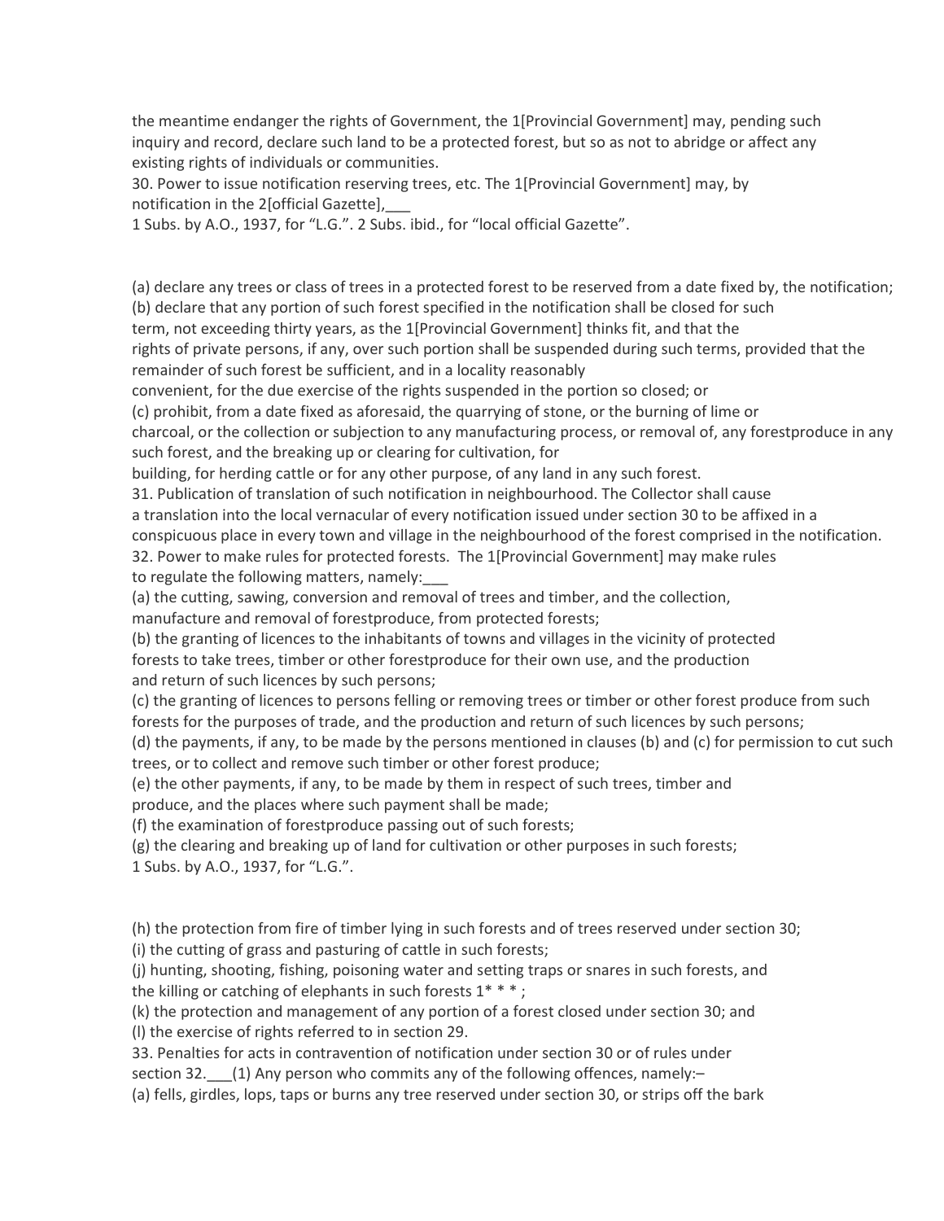the meantime endanger the rights of Government, the 1[Provincial Government] may, pending such inquiry and record, declare such land to be a protected forest, but so as not to abridge or affect any existing rights of individuals or communities.

30. Power to issue notification reserving trees, etc. The 1[Provincial Government] may, by notification in the 2[official Gazette],___

1 Subs. by A.O., 1937, for "L.G.". 2 Subs. ibid., for "local official Gazette".

(a) declare any trees or class of trees in a protected forest to be reserved from a date fixed by, the notification;

(b) declare that any portion of such forest specified in the notification shall be closed for such term, not exceeding thirty years, as the 1[Provincial Government] thinks fit, and that the rights of private persons, if any, over such portion shall be suspended during such terms, provided that the remainder of such forest be sufficient, and in a locality reasonably convenient, for the due exercise of the rights suspended in the portion so closed; or

(c) prohibit, from a date fixed as aforesaid, the quarrying of stone, or the burning of lime or charcoal, or the collection or subjection to any manufacturing process, or removal of, any forestproduce in any such forest, and the breaking up or clearing for cultivation, for building, for herding cattle or for any other purpose, of any land in any such forest.

31. Publication of translation of such notification in neighbourhood. The Collector shall cause a translation into the local vernacular of every notification issued under section 30 to be affixed in a conspicuous place in every town and village in the neighbourhood of the forest comprised in the notification.

32. Power to make rules for protected forests. The 1[Provincial Government] may make rules to regulate the following matters, namely:___

(a) the cutting, sawing, conversion and removal of trees and timber, and the collection, manufacture and removal of forestproduce, from protected forests;

(b) the granting of licences to the inhabitants of towns and villages in the vicinity of protected forests to take trees, timber or other forestproduce for their own use, and the production and return of such licences by such persons;

(c) the granting of licences to persons felling or removing trees or timber or other forest produce from such forests for the purposes of trade, and the production and return of such licences by such persons;

(d) the payments, if any, to be made by the persons mentioned in clauses (b) and (c) for permission to cut such trees, or to collect and remove such timber or other forest produce;

(e) the other payments, if any, to be made by them in respect of such trees, timber and produce, and the places where such payment shall be made;

(f) the examination of forestproduce passing out of such forests;

(g) the clearing and breaking up of land for cultivation or other purposes in such forests;

1 Subs. by A.O., 1937, for "L.G.".

(h) the protection from fire of timber lying in such forests and of trees reserved under section 30;

(i) the cutting of grass and pasturing of cattle in such forests;

(j) hunting, shooting, fishing, poisoning water and setting traps or snares in such forests, and the killing or catching of elephants in such forests 1* * * ;

(k) the protection and management of any portion of a forest closed under section 30; and

(l) the exercise of rights referred to in section 29.

33. Penalties for acts in contravention of notification under section 30 or of rules under section 32.___(1) Any person who commits any of the following offences, namely:–

(a) fells, girdles, lops, taps or burns any tree reserved under section 30, or strips off the bark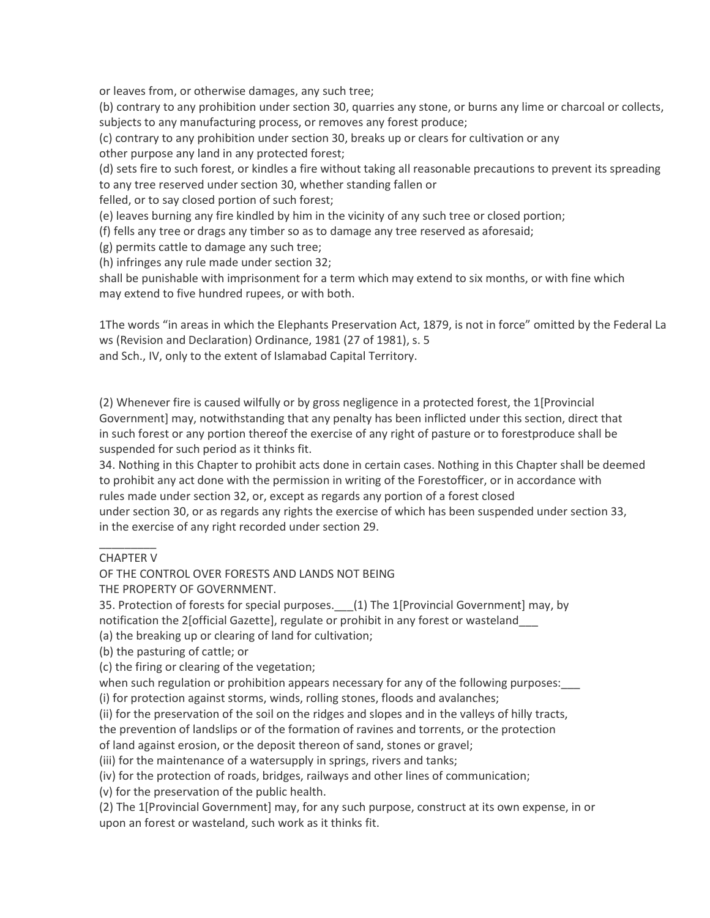or leaves from, or otherwise damages, any such tree;

(b) contrary to any prohibition under section 30, quarries any stone, or burns any lime or charcoal or collects, subjects to any manufacturing process, or removes any forest produce;

(c) contrary to any prohibition under section 30, breaks up or clears for cultivation or any other purpose any land in any protected forest;

(d) sets fire to such forest, or kindles a fire without taking all reasonable precautions to prevent its spreading to any tree reserved under section 30, whether standing fallen or felled, or to say closed portion of such forest;

(e) leaves burning any fire kindled by him in the vicinity of any such tree or closed portion;

(f) fells any tree or drags any timber so as to damage any tree reserved as aforesaid;

(g) permits cattle to damage any such tree;

(h) infringes any rule made under section 32;

shall be punishable with imprisonment for a term which may extend to six months, or with fine which may extend to five hundred rupees, or with both.

1The words "in areas in which the Elephants Preservation Act, 1879, is not in force" omitted by the Federal Laws (Revision and Declaration) Ordinance, 1981 (27 of 1981), s. 5 and Sch., IV, only to the extent of Islamabad Capital Territory.

(2) Whenever fire is caused wilfully or by gross negligence in a protected forest, the 1[Provincial Government] may, notwithstanding that any penalty has been inflicted under this section, direct that in such forest or any portion thereof the exercise of any right of pasture or to forestproduce shall be suspended for such period as it thinks fit.

34. Nothing in this Chapter to prohibit acts done in certain cases. Nothing in this Chapter shall be deemed to prohibit any act done with the permission in writing of the Forestofficer, or in accordance with rules made under section 32, or, except as regards any portion of a forest closed under section 30, or as regards any rights the exercise of which has been suspended under section 33, in the exercise of any right recorded under section 29.

_________

## CHAPTER V

## OF THE CONTROL OVER FORESTS AND LANDS NOT BEING THE PROPERTY OF GOVERNMENT.

35. Protection of forests for special purposes.___(1) The 1[Provincial Government] may, by notification the 2[official Gazette], regulate or prohibit in any forest or wasteland___

(a) the breaking up or clearing of land for cultivation;

(b) the pasturing of cattle; or

(c) the firing or clearing of the vegetation;

when such regulation or prohibition appears necessary for any of the following purposes:___

(i) for protection against storms, winds, rolling stones, floods and avalanches;

(ii) for the preservation of the soil on the ridges and slopes and in the valleys of hilly tracts, the prevention of landslips or of the formation of ravines and torrents, or the protection of land against erosion, or the deposit thereon of sand, stones or gravel;

(iii) for the maintenance of a watersupply in springs, rivers and tanks;

(iv) for the protection of roads, bridges, railways and other lines of communication;

(v) for the preservation of the public health.

(2) The 1[Provincial Government] may, for any such purpose, construct at its own expense, in or upon an forest or wasteland, such work as it thinks fit.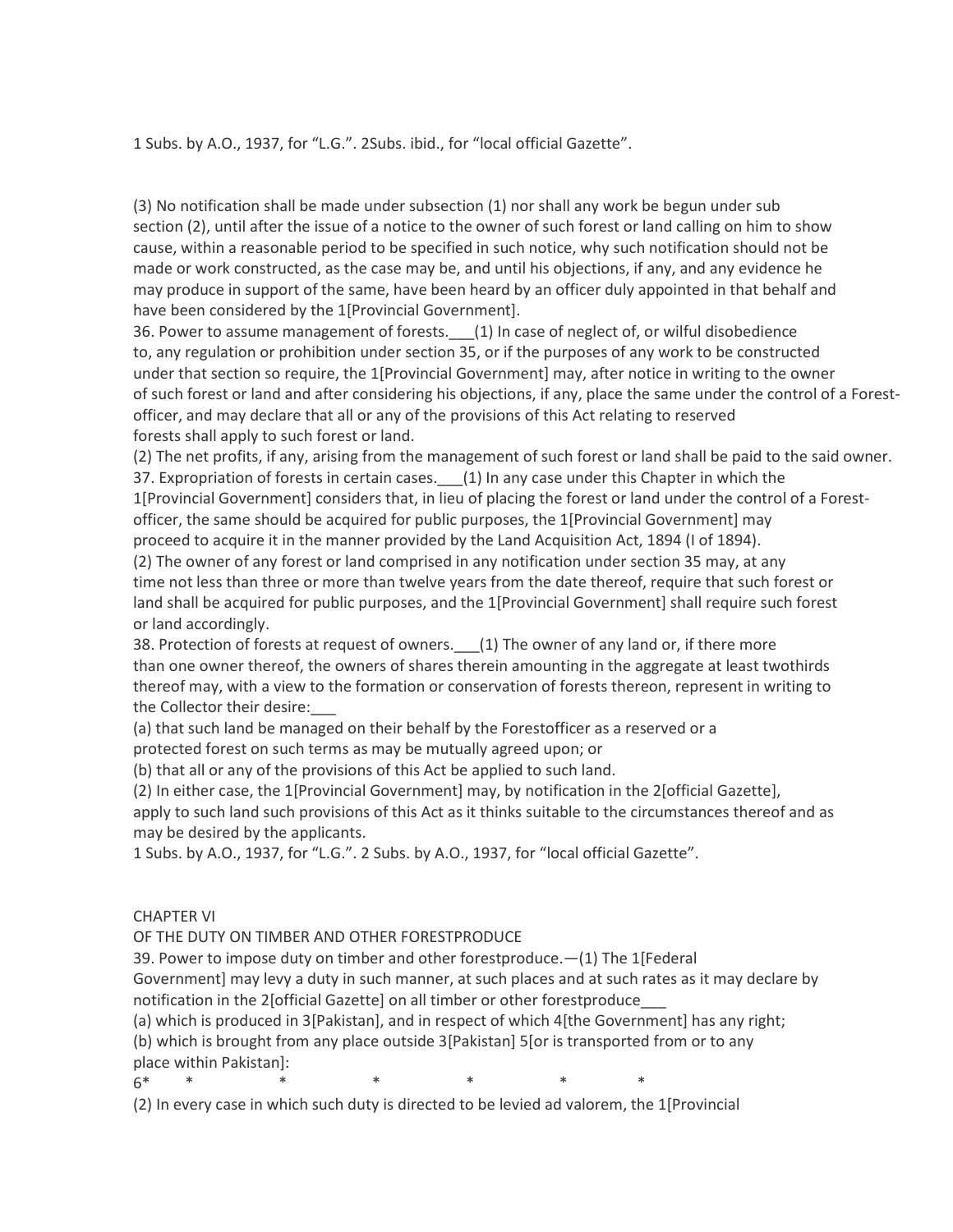1 Subs. by A.O., 1937, for "L.G.". 2Subs. ibid., for "local official Gazette".

(3) No notification shall be made under subsection (1) nor shall any work be begun under sub section (2), until after the issue of a notice to the owner of such forest or land calling on him to show cause, within a reasonable period to be specified in such notice, why such notification should not be made or work constructed, as the case may be, and until his objections, if any, and any evidence he may produce in support of the same, have been heard by an officer duly appointed in that behalf and have been considered by the 1[Provincial Government].

36. Power to assume management of forests.___(1) In case of neglect of, or wilful disobedience to, any regulation or prohibition under section 35, or if the purposes of any work to be constructed under that section so require, the 1[Provincial Government] may, after notice in writing to the owner of such forest or land and after considering his objections, if any, place the same under the control of a Forest-officer, and may declare that all or any of the provisions of this Act relating to reserved forests shall apply to such forest or land.

(2) The net profits, if any, arising from the management of such forest or land shall be paid to the said owner.

37. Expropriation of forests in certain cases.___(1) In any case under this Chapter in which the 1[Provincial Government] considers that, in lieu of placing the forest or land under the control of a Forest-officer, the same should be acquired for public purposes, the 1[Provincial Government] may proceed to acquire it in the manner provided by the Land Acquisition Act, 1894 (I of 1894).

(2) The owner of any forest or land comprised in any notification under section 35 may, at any time not less than three or more than twelve years from the date thereof, require that such forest or land shall be acquired for public purposes, and the 1[Provincial Government] shall require such forest or land accordingly.

38. Protection of forests at request of owners.___(1) The owner of any land or, if there more than one owner thereof, the owners of shares therein amounting in the aggregate at least twothirds thereof may, with a view to the formation or conservation of forests thereon, represent in writing to the Collector their desire:___

(a) that such land be managed on their behalf by the Forestofficer as a reserved or a protected forest on such terms as may be mutually agreed upon; or

(b) that all or any of the provisions of this Act be applied to such land.

(2) In either case, the 1[Provincial Government] may, by notification in the 2[official Gazette], apply to such land such provisions of this Act as it thinks suitable to the circumstances thereof and as may be desired by the applicants.

1 Subs. by A.O., 1937, for "L.G.". 2 Subs. by A.O., 1937, for "local official Gazette".

## CHAPTER VI

## OF THE DUTY ON TIMBER AND OTHER FORESTPRODUCE

39. Power to impose duty on timber and other forestproduce.—(1) The 1[Federal Government] may levy a duty in such manner, at such places and at such rates as it may declare by notification in the 2[official Gazette] on all timber or other forestproduce___

(a) which is produced in 3[Pakistan], and in respect of which 4[the Government] has any right;

(b) which is brought from any place outside 3[Pakistan] 5[or is transported from or to any place within Pakistan]:

6* * * * * * *

(2) In every case in which such duty is directed to be levied ad valorem, the 1[Provincial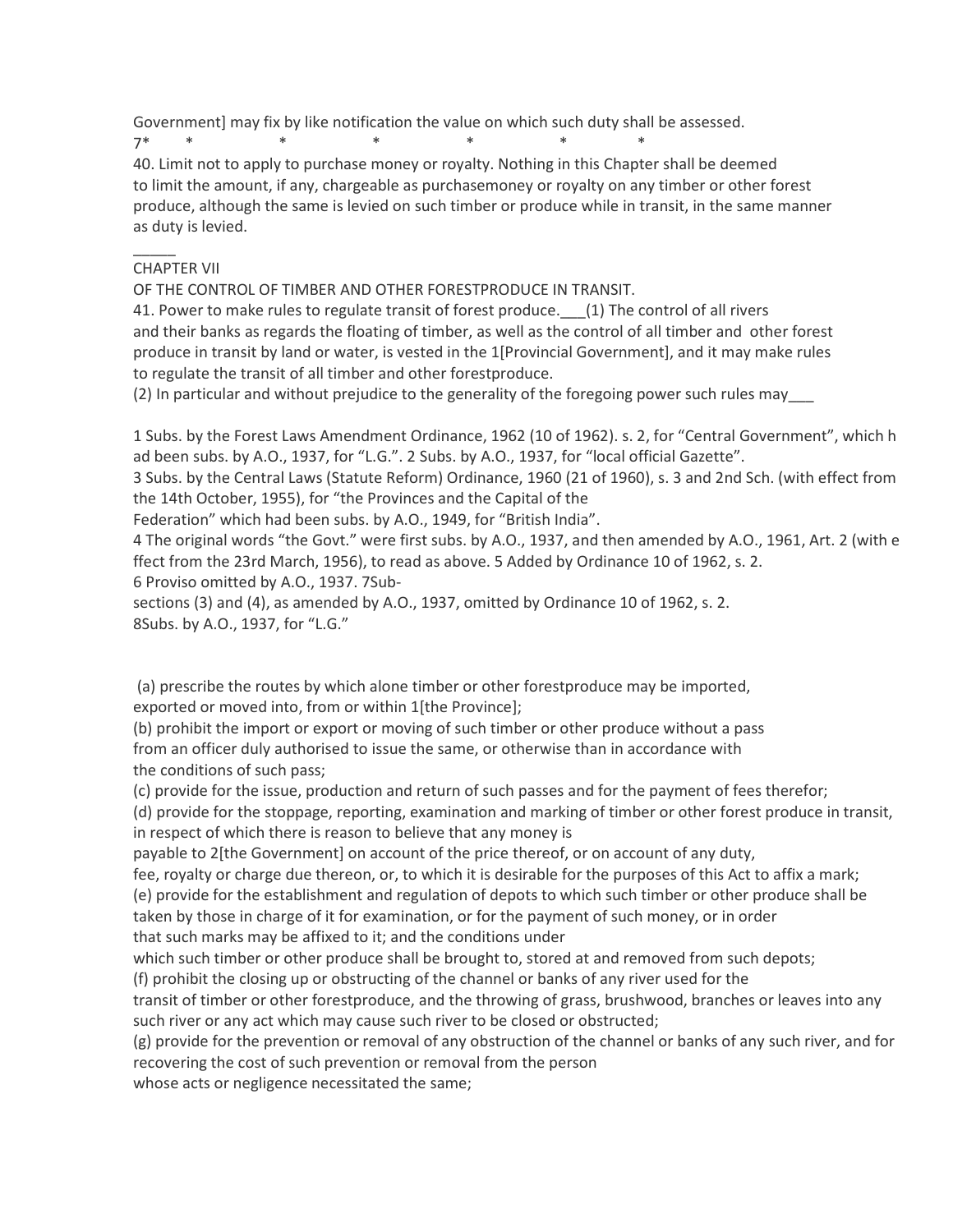Government] may fix by like notification the value on which such duty shall be assessed.

7* * * * * * *

40. Limit not to apply to purchase money or royalty. Nothing in this Chapter shall be deemed to limit the amount, if any, chargeable as purchasemoney or royalty on any timber or other forest produce, although the same is levied on such timber or produce while in transit, in the same manner as duty is levied.

_____

CHAPTER VII

OF THE CONTROL OF TIMBER AND OTHER FORESTPRODUCE IN TRANSIT.

41. Power to make rules to regulate transit of forest produce.___(1) The control of all rivers and their banks as regards the floating of timber, as well as the control of all timber and other forest produce in transit by land or water, is vested in the 1[Provincial Government], and it may make rules to regulate the transit of all timber and other forestproduce.

(2) In particular and without prejudice to the generality of the foregoing power such rules may___

1 Subs. by the Forest Laws Amendment Ordinance, 1962 (10 of 1962). s. 2, for "Central Government", which had been subs. by A.O., 1937, for "L.G.". 2 Subs. by A.O., 1937, for "local official Gazette".
3 Subs. by the Central Laws (Statute Reform) Ordinance, 1960 (21 of 1960), s. 3 and 2nd Sch. (with effect from the 14th October, 1955), for "the Provinces and the Capital of the Federation" which had been subs. by A.O., 1949, for "British India".
4 The original words "the Govt." were first subs. by A.O., 1937, and then amended by A.O., 1961, Art. 2 (with effect from the 23rd March, 1956), to read as above. 5 Added by Ordinance 10 of 1962, s. 2.
6 Proviso omitted by A.O., 1937. 7Sub-sections (3) and (4), as amended by A.O., 1937, omitted by Ordinance 10 of 1962, s. 2.
8Subs. by A.O., 1937, for "L.G."

(a) prescribe the routes by which alone timber or other forestproduce may be imported, exported or moved into, from or within 1[the Province];

(b) prohibit the import or export or moving of such timber or other produce without a pass from an officer duly authorised to issue the same, or otherwise than in accordance with the conditions of such pass;

(c) provide for the issue, production and return of such passes and for the payment of fees therefor;

(d) provide for the stoppage, reporting, examination and marking of timber or other forest produce in transit, in respect of which there is reason to believe that any money is payable to 2[the Government] on account of the price thereof, or on account of any duty, fee, royalty or charge due thereon, or, to which it is desirable for the purposes of this Act to affix a mark;

(e) provide for the establishment and regulation of depots to which such timber or other produce shall be taken by those in charge of it for examination, or for the payment of such money, or in order that such marks may be affixed to it; and the conditions under which such timber or other produce shall be brought to, stored at and removed from such depots;

(f) prohibit the closing up or obstructing of the channel or banks of any river used for the transit of timber or other forestproduce, and the throwing of grass, brushwood, branches or leaves into any such river or any act which may cause such river to be closed or obstructed;

(g) provide for the prevention or removal of any obstruction of the channel or banks of any such river, and for recovering the cost of such prevention or removal from the person whose acts or negligence necessitated the same;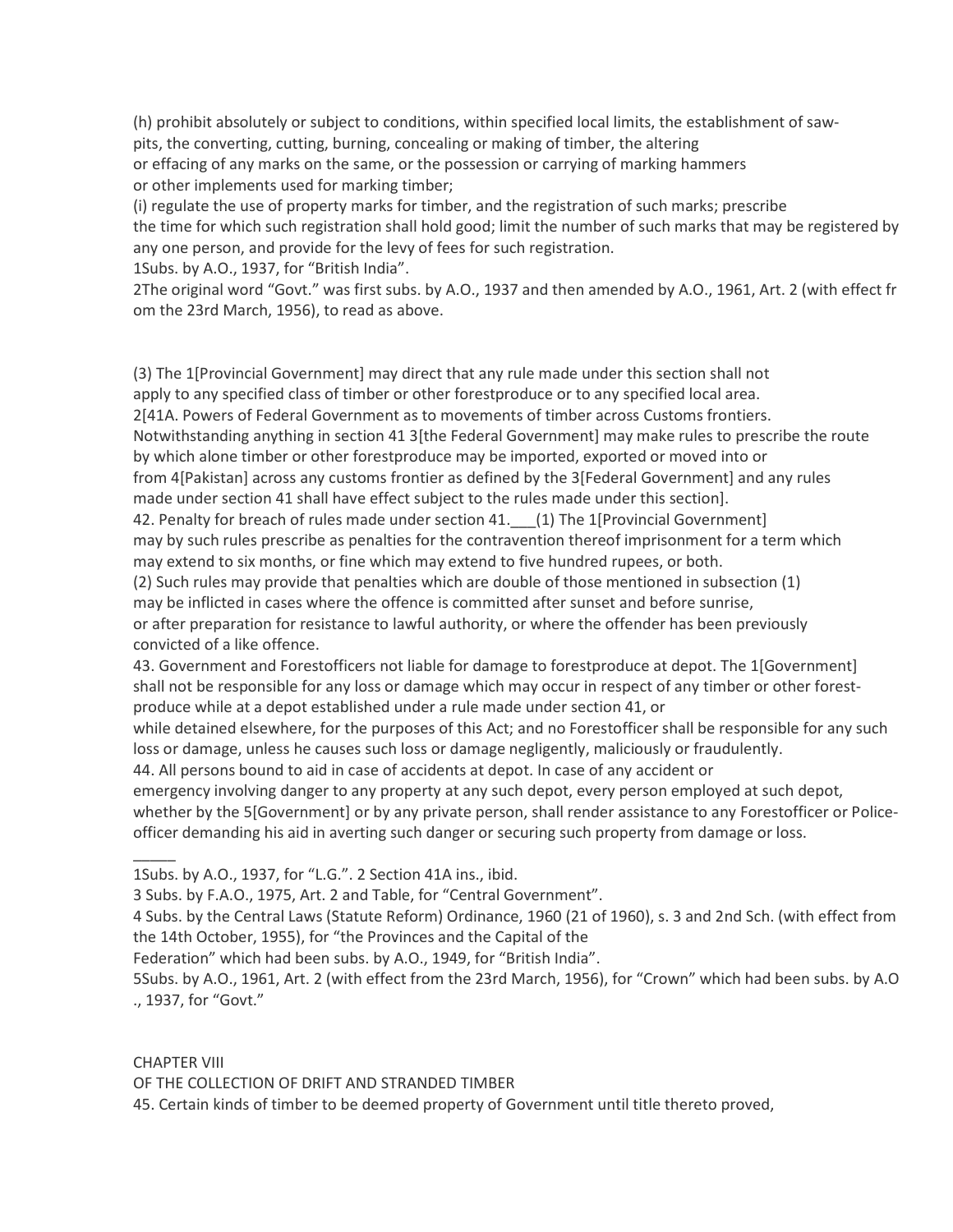(h) prohibit absolutely or subject to conditions, within specified local limits, the establishment of saw-pits, the converting, cutting, burning, concealing or making of timber, the altering or effacing of any marks on the same, or the possession or carrying of marking hammers or other implements used for marking timber;

(i) regulate the use of property marks for timber, and the registration of such marks; prescribe the time for which such registration shall hold good; limit the number of such marks that may be registered by any one person, and provide for the levy of fees for such registration.

1Subs. by A.O., 1937, for "British India".

2The original word "Govt." was first subs. by A.O., 1937 and then amended by A.O., 1961, Art. 2 (with effect from the 23rd March, 1956), to read as above.

(3) The 1[Provincial Government] may direct that any rule made under this section shall not apply to any specified class of timber or other forestproduce or to any specified local area.

2[41A. Powers of Federal Government as to movements of timber across Customs frontiers. Notwithstanding anything in section 41 3[the Federal Government] may make rules to prescribe the route by which alone timber or other forestproduce may be imported, exported or moved into or from 4[Pakistan] across any customs frontier as defined by the 3[Federal Government] and any rules made under section 41 shall have effect subject to the rules made under this section].

42. Penalty for breach of rules made under section 41.___(1) The 1[Provincial Government] may by such rules prescribe as penalties for the contravention thereof imprisonment for a term which may extend to six months, or fine which may extend to five hundred rupees, or both.

(2) Such rules may provide that penalties which are double of those mentioned in subsection (1) may be inflicted in cases where the offence is committed after sunset and before sunrise, or after preparation for resistance to lawful authority, or where the offender has been previously convicted of a like offence.

43. Government and Forestofficers not liable for damage to forestproduce at depot. The 1[Government] shall not be responsible for any loss or damage which may occur in respect of any timber or other forest-produce while at a depot established under a rule made under section 41, or while detained elsewhere, for the purposes of this Act; and no Forestofficer shall be responsible for any such loss or damage, unless he causes such loss or damage negligently, maliciously or fraudulently.

44. All persons bound to aid in case of accidents at depot. In case of any accident or emergency involving danger to any property at any such depot, every person employed at such depot, whether by the 5[Government] or by any private person, shall render assistance to any Forestofficer or Police-officer demanding his aid in averting such danger or securing such property from damage or loss.

_____

1Subs. by A.O., 1937, for "L.G.". 2 Section 41A ins., ibid.

3 Subs. by F.A.O., 1975, Art. 2 and Table, for "Central Government".

4 Subs. by the Central Laws (Statute Reform) Ordinance, 1960 (21 of 1960), s. 3 and 2nd Sch. (with effect from the 14th October, 1955), for "the Provinces and the Capital of the Federation" which had been subs. by A.O., 1949, for "British India".

5Subs. by A.O., 1961, Art. 2 (with effect from the 23rd March, 1956), for "Crown" which had been subs. by A.O., 1937, for "Govt."

## CHAPTER VIII

## OF THE COLLECTION OF DRIFT AND STRANDED TIMBER

45. Certain kinds of timber to be deemed property of Government until title thereto proved,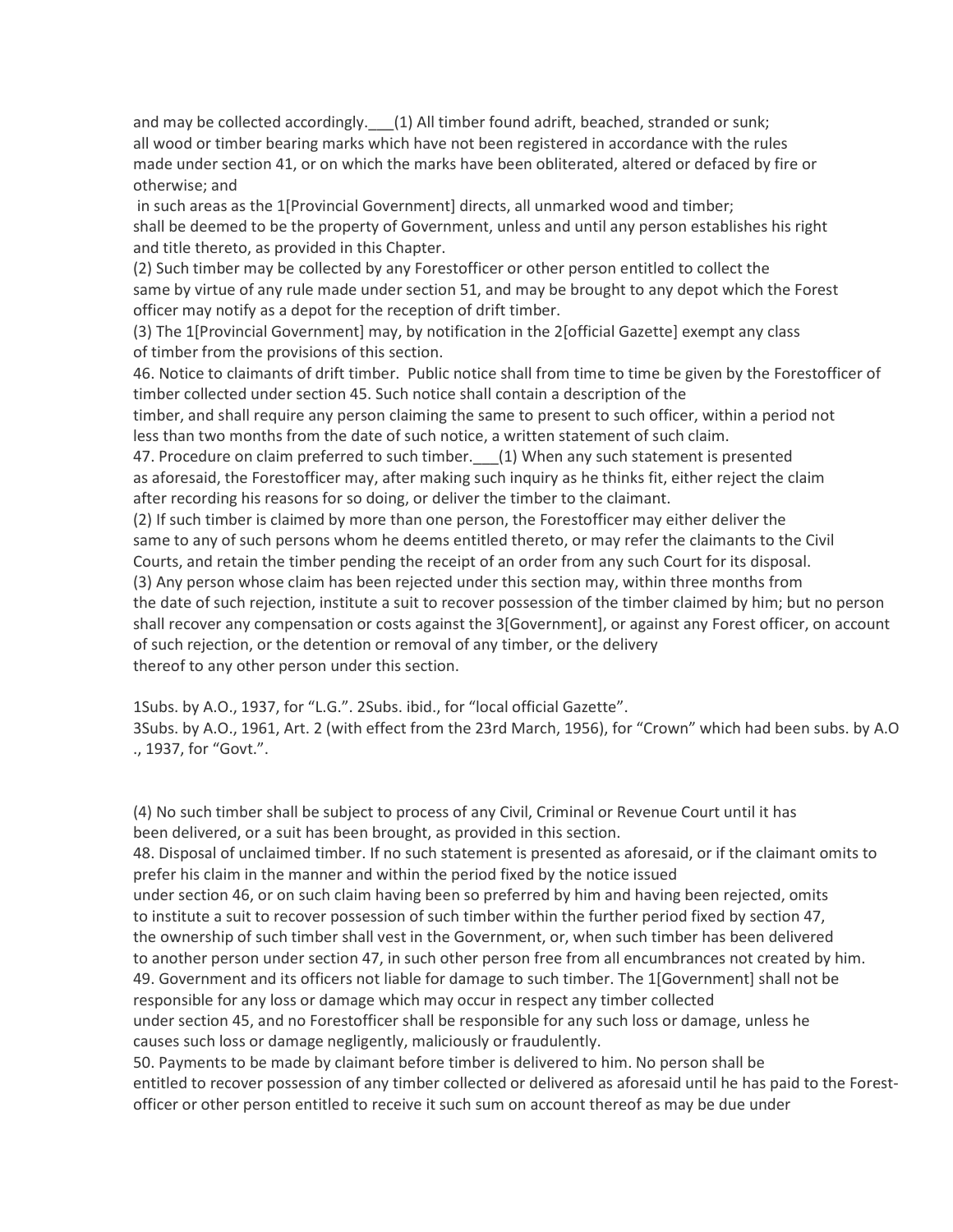and may be collected accordingly.___(1) All timber found adrift, beached, stranded or sunk;
all wood or timber bearing marks which have not been registered in accordance with the rules made under section 41, or on which the marks have been obliterated, altered or defaced by fire or otherwise; and

in such areas as the 1[Provincial Government] directs, all unmarked wood and timber;
shall be deemed to be the property of Government, unless and until any person establishes his right and title thereto, as provided in this Chapter.

(2) Such timber may be collected by any Forestofficer or other person entitled to collect the same by virtue of any rule made under section 51, and may be brought to any depot which the Forest officer may notify as a depot for the reception of drift timber.

(3) The 1[Provincial Government] may, by notification in the 2[official Gazette] exempt any class of timber from the provisions of this section.

46. Notice to claimants of drift timber. Public notice shall from time to time be given by the Forestofficer of timber collected under section 45. Such notice shall contain a description of the timber, and shall require any person claiming the same to present to such officer, within a period not less than two months from the date of such notice, a written statement of such claim.

47. Procedure on claim preferred to such timber.___(1) When any such statement is presented as aforesaid, the Forestofficer may, after making such inquiry as he thinks fit, either reject the claim after recording his reasons for so doing, or deliver the timber to the claimant.

(2) If such timber is claimed by more than one person, the Forestofficer may either deliver the same to any of such persons whom he deems entitled thereto, or may refer the claimants to the Civil Courts, and retain the timber pending the receipt of an order from any such Court for its disposal.

(3) Any person whose claim has been rejected under this section may, within three months from the date of such rejection, institute a suit to recover possession of the timber claimed by him; but no person shall recover any compensation or costs against the 3[Government], or against any Forest officer, on account of such rejection, or the detention or removal of any timber, or the delivery thereof to any other person under this section.

1Subs. by A.O., 1937, for "L.G.". 2Subs. ibid., for "local official Gazette".
3Subs. by A.O., 1961, Art. 2 (with effect from the 23rd March, 1956), for "Crown" which had been subs. by A.O ., 1937, for "Govt.".

(4) No such timber shall be subject to process of any Civil, Criminal or Revenue Court until it has been delivered, or a suit has been brought, as provided in this section.

48. Disposal of unclaimed timber. If no such statement is presented as aforesaid, or if the claimant omits to prefer his claim in the manner and within the period fixed by the notice issued under section 46, or on such claim having been so preferred by him and having been rejected, omits to institute a suit to recover possession of such timber within the further period fixed by section 47, the ownership of such timber shall vest in the Government, or, when such timber has been delivered to another person under section 47, in such other person free from all encumbrances not created by him.

49. Government and its officers not liable for damage to such timber. The 1[Government] shall not be responsible for any loss or damage which may occur in respect any timber collected under section 45, and no Forestofficer shall be responsible for any such loss or damage, unless he causes such loss or damage negligently, maliciously or fraudulently.

50. Payments to be made by claimant before timber is delivered to him. No person shall be entitled to recover possession of any timber collected or delivered as aforesaid until he has paid to the Forest-officer or other person entitled to receive it such sum on account thereof as may be due under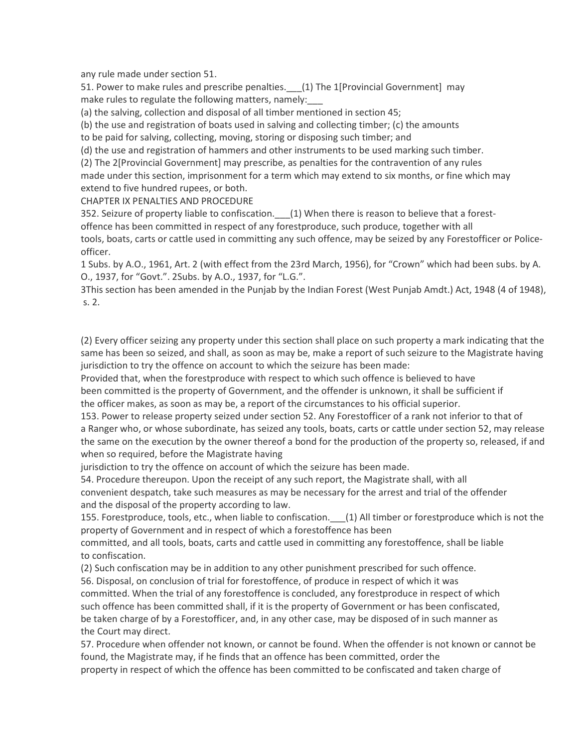any rule made under section 51.

51. Power to make rules and prescribe penalties.___(1) The [1][Provincial Government] may make rules to regulate the following matters, namely:___

(a) the salving, collection and disposal of all timber mentioned in section 45;

(b) the use and registration of boats used in salving and collecting timber; (c) the amounts to be paid for salving, collecting, moving, storing or disposing such timber; and

(d) the use and registration of hammers and other instruments to be used marking such timber.

(2) The [2][Provincial Government] may prescribe, as penalties for the contravention of any rules made under this section, imprisonment for a term which may extend to six months, or fine which may extend to five hundred rupees, or both.

CHAPTER IX PENALTIES AND PROCEDURE

[3]52. Seizure of property liable to confiscation.___(1) When there is reason to believe that a forest-offence has been committed in respect of any forestproduce, such produce, together with all tools, boats, carts or cattle used in committing any such offence, may be seized by any Forestofficer or Police-officer.

1 Subs. by A.O., 1961, Art. 2 (with effect from the 23rd March, 1956), for "Crown" which had been subs. by A. O., 1937, for "Govt.". 2Subs. by A.O., 1937, for "L.G.".

3This section has been amended in the Punjab by the Indian Forest (West Punjab Amdt.) Act, 1948 (4 of 1948), s. 2.

(2) Every officer seizing any property under this section shall place on such property a mark indicating that the same has been so seized, and shall, as soon as may be, make a report of such seizure to the Magistrate having jurisdiction to try the offence on account to which the seizure has been made:

Provided that, when the forestproduce with respect to which such offence is believed to have been committed is the property of Government, and the offender is unknown, it shall be sufficient if the officer makes, as soon as may be, a report of the circumstances to his official superior.

[1]53. Power to release property seized under section 52. Any Forestofficer of a rank not inferior to that of a Ranger who, or whose subordinate, has seized any tools, boats, carts or cattle under section 52, may release the same on the execution by the owner thereof a bond for the production of the property so, released, if and when so required, before the Magistrate having jurisdiction to try the offence on account of which the seizure has been made.

54. Procedure thereupon. Upon the receipt of any such report, the Magistrate shall, with all convenient despatch, take such measures as may be necessary for the arrest and trial of the offender and the disposal of the property according to law.

[1]55. Forestproduce, tools, etc., when liable to confiscation.___(1) All timber or forestproduce which is not the property of Government and in respect of which a forestoffence has been committed, and all tools, boats, carts and cattle used in committing any forestoffence, shall be liable to confiscation.

(2) Such confiscation may be in addition to any other punishment prescribed for such offence.

56. Disposal, on conclusion of trial for forestoffence, of produce in respect of which it was committed. When the trial of any forestoffence is concluded, any forestproduce in respect of which such offence has been committed shall, if it is the property of Government or has been confiscated, be taken charge of by a Forestofficer, and, in any other case, may be disposed of in such manner as the Court may direct.

57. Procedure when offender not known, or cannot be found. When the offender is not known or cannot be found, the Magistrate may, if he finds that an offence has been committed, order the property in respect of which the offence has been committed to be confiscated and taken charge of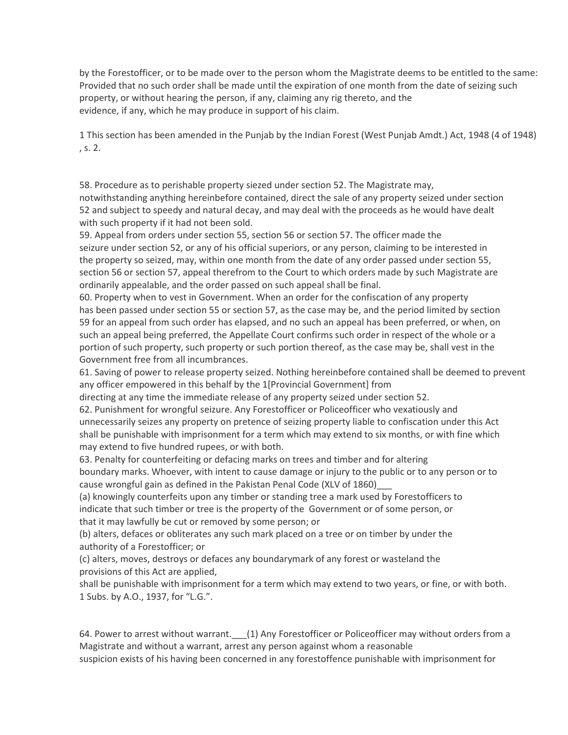by the Forestofficer, or to be made over to the person whom the Magistrate deems to be entitled to the same: Provided that no such order shall be made until the expiration of one month from the date of seizing such property, or without hearing the person, if any, claiming any rig thereto, and the evidence, if any, which he may produce in support of his claim.

1 This section has been amended in the Punjab by the Indian Forest (West Punjab Amdt.) Act, 1948 (4 of 1948) , s. 2.

58. Procedure as to perishable property siezed under section 52. The Magistrate may, notwithstanding anything hereinbefore contained, direct the sale of any property seized under section 52 and subject to speedy and natural decay, and may deal with the proceeds as he would have dealt with such property if it had not been sold.

59. Appeal from orders under section 55, section 56 or section 57. The officer made the seizure under section 52, or any of his official superiors, or any person, claiming to be interested in the property so seized, may, within one month from the date of any order passed under section 55, section 56 or section 57, appeal therefrom to the Court to which orders made by such Magistrate are ordinarily appealable, and the order passed on such appeal shall be final.

60. Property when to vest in Government. When an order for the confiscation of any property has been passed under section 55 or section 57, as the case may be, and the period limited by section 59 for an appeal from such order has elapsed, and no such an appeal has been preferred, or when, on such an appeal being preferred, the Appellate Court confirms such order in respect of the whole or a portion of such property, such property or such portion thereof, as the case may be, shall vest in the Government free from all incumbrances.

61. Saving of power to release property seized. Nothing hereinbefore contained shall be deemed to prevent any officer empowered in this behalf by the 1[Provincial Government] from directing at any time the immediate release of any property seized under section 52.

62. Punishment for wrongful seizure. Any Forestofficer or Policeofficer who vexatiously and unnecessarily seizes any property on pretence of seizing property liable to confiscation under this Act shall be punishable with imprisonment for a term which may extend to six months, or with fine which may extend to five hundred rupees, or with both.

63. Penalty for counterfeiting or defacing marks on trees and timber and for altering boundary marks. Whoever, with intent to cause damage or injury to the public or to any person or to cause wrongful gain as defined in the Pakistan Penal Code (XLV of 1860)___

(a) knowingly counterfeits upon any timber or standing tree a mark used by Forestofficers to indicate that such timber or tree is the property of the Government or of some person, or that it may lawfully be cut or removed by some person; or

(b) alters, defaces or obliterates any such mark placed on a tree or on timber by under the authority of a Forestofficer; or

(c) alters, moves, destroys or defaces any boundarymark of any forest or wasteland the provisions of this Act are applied,

shall be punishable with imprisonment for a term which may extend to two years, or fine, or with both.

1 Subs. by A.O., 1937, for "L.G.".

64. Power to arrest without warrant.___(1) Any Forestofficer or Policeofficer may without orders from a Magistrate and without a warrant, arrest any person against whom a reasonable suspicion exists of his having been concerned in any forestoffence punishable with imprisonment for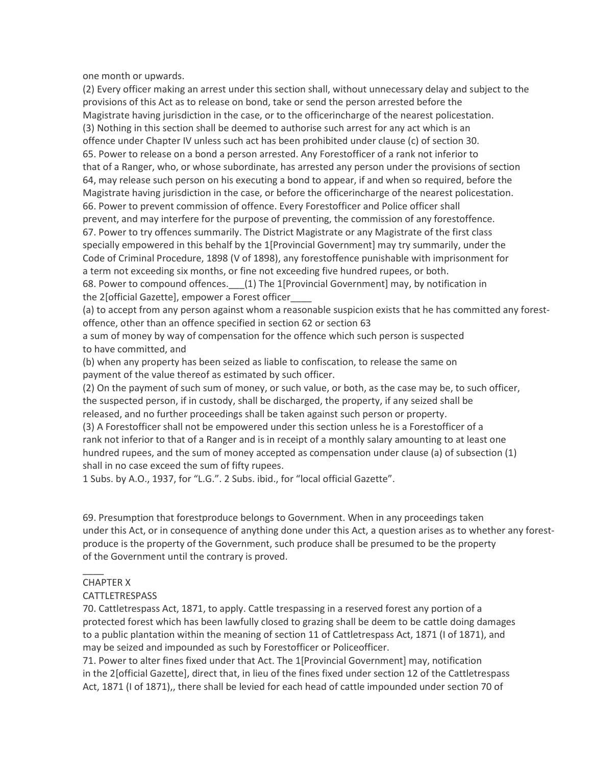one month or upwards.

(2) Every officer making an arrest under this section shall, without unnecessary delay and subject to the provisions of this Act as to release on bond, take or send the person arrested before the Magistrate having jurisdiction in the case, or to the officerincharge of the nearest policestation.

(3) Nothing in this section shall be deemed to authorise such arrest for any act which is an offence under Chapter IV unless such act has been prohibited under clause (c) of section 30.

65. Power to release on a bond a person arrested. Any Forestofficer of a rank not inferior to that of a Ranger, who, or whose subordinate, has arrested any person under the provisions of section 64, may release such person on his executing a bond to appear, if and when so required, before the Magistrate having jurisdiction in the case, or before the officerincharge of the nearest policestation.

66. Power to prevent commission of offence. Every Forestofficer and Police officer shall prevent, and may interfere for the purpose of preventing, the commission of any forestoffence.

67. Power to try offences summarily. The District Magistrate or any Magistrate of the first class specially empowered in this behalf by the 1[Provincial Government] may try summarily, under the Code of Criminal Procedure, 1898 (V of 1898), any forestoffence punishable with imprisonment for a term not exceeding six months, or fine not exceeding five hundred rupees, or both.

68. Power to compound offences.___(1) The 1[Provincial Government] may, by notification in the 2[official Gazette], empower a Forest officer____

(a) to accept from any person against whom a reasonable suspicion exists that he has committed any forest-offence, other than an offence specified in section 62 or section 63 a sum of money by way of compensation for the offence which such person is suspected to have committed, and

(b) when any property has been seized as liable to confiscation, to release the same on payment of the value thereof as estimated by such officer.

(2) On the payment of such sum of money, or such value, or both, as the case may be, to such officer, the suspected person, if in custody, shall be discharged, the property, if any seized shall be released, and no further proceedings shall be taken against such person or property.

(3) A Forestofficer shall not be empowered under this section unless he is a Forestofficer of a rank not inferior to that of a Ranger and is in receipt of a monthly salary amounting to at least one hundred rupees, and the sum of money accepted as compensation under clause (a) of subsection (1) shall in no case exceed the sum of fifty rupees.

1 Subs. by A.O., 1937, for "L.G.". 2 Subs. ibid., for "local official Gazette".

69. Presumption that forestproduce belongs to Government. When in any proceedings taken under this Act, or in consequence of anything done under this Act, a question arises as to whether any forest-produce is the property of the Government, such produce shall be presumed to be the property of the Government until the contrary is proved.

____

## CHAPTER X

## CATTLETRESPASS

70. Cattletrespass Act, 1871, to apply. Cattle trespassing in a reserved forest any portion of a protected forest which has been lawfully closed to grazing shall be deem to be cattle doing damages to a public plantation within the meaning of section 11 of Cattletrespass Act, 1871 (I of 1871), and may be seized and impounded as such by Forestofficer or Policeofficer.

71. Power to alter fines fixed under that Act. The 1[Provincial Government] may, notification in the 2[official Gazette], direct that, in lieu of the fines fixed under section 12 of the Cattletrespass Act, 1871 (I of 1871),, there shall be levied for each head of cattle impounded under section 70 of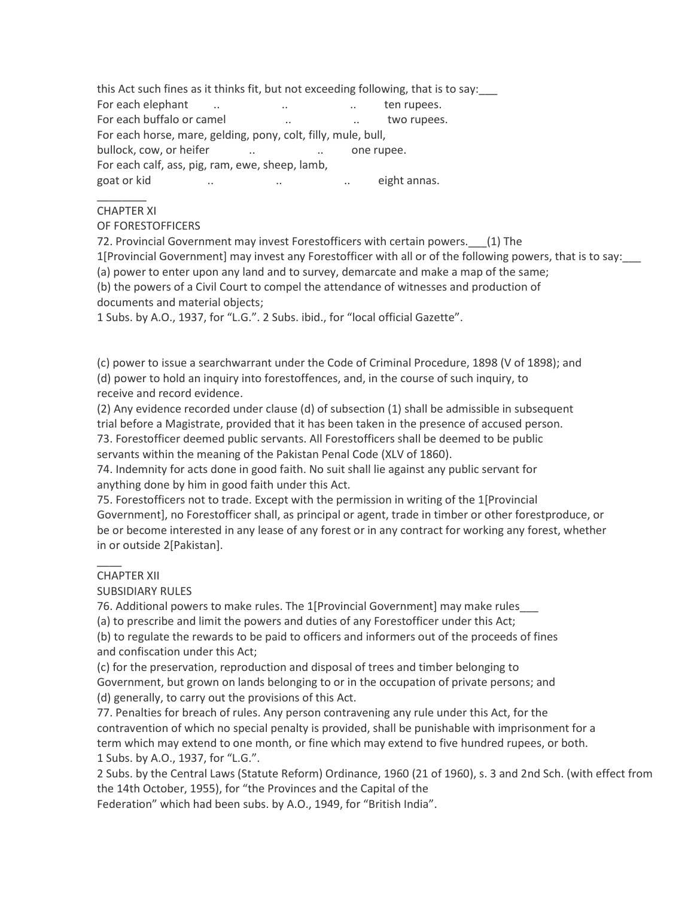this Act such fines as it thinks fit, but not exceeding following, that is to say:___

For each elephant .. .. .. ten rupees.
For each buffalo or camel .. .. two rupees.
For each horse, mare, gelding, pony, colt, filly, mule, bull,
bullock, cow, or heifer .. .. one rupee.
For each calf, ass, pig, ram, ewe, sheep, lamb,
goat or kid .. .. .. eight annas.

________

## CHAPTER XI

## OF FORESTOFFICERS

72. Provincial Government may invest Forestofficers with certain powers.___(1) The 1[Provincial Government] may invest any Forestofficer with all or of the following powers, that is to say:___

(a) power to enter upon any land and to survey, demarcate and make a map of the same;

(b) the powers of a Civil Court to compel the attendance of witnesses and production of documents and material objects;

1 Subs. by A.O., 1937, for "L.G.". 2 Subs. ibid., for "local official Gazette".

(c) power to issue a searchwarrant under the Code of Criminal Procedure, 1898 (V of 1898); and

(d) power to hold an inquiry into forestoffences, and, in the course of such inquiry, to receive and record evidence.

(2) Any evidence recorded under clause (d) of subsection (1) shall be admissible in subsequent trial before a Magistrate, provided that it has been taken in the presence of accused person.

73. Forestofficer deemed public servants. All Forestofficers shall be deemed to be public servants within the meaning of the Pakistan Penal Code (XLV of 1860).

74. Indemnity for acts done in good faith. No suit shall lie against any public servant for anything done by him in good faith under this Act.

75. Forestofficers not to trade. Except with the permission in writing of the 1[Provincial Government], no Forestofficer shall, as principal or agent, trade in timber or other forestproduce, or be or become interested in any lease of any forest or in any contract for working any forest, whether in or outside 2[Pakistan].

____

## CHAPTER XII

## SUBSIDIARY RULES

76. Additional powers to make rules. The 1[Provincial Government] may make rules___

(a) to prescribe and limit the powers and duties of any Forestofficer under this Act;

(b) to regulate the rewards to be paid to officers and informers out of the proceeds of fines and confiscation under this Act;

(c) for the preservation, reproduction and disposal of trees and timber belonging to Government, but grown on lands belonging to or in the occupation of private persons; and

(d) generally, to carry out the provisions of this Act.

77. Penalties for breach of rules. Any person contravening any rule under this Act, for the contravention of which no special penalty is provided, shall be punishable with imprisonment for a term which may extend to one month, or fine which may extend to five hundred rupees, or both.

1 Subs. by A.O., 1937, for "L.G.".

2 Subs. by the Central Laws (Statute Reform) Ordinance, 1960 (21 of 1960), s. 3 and 2nd Sch. (with effect from the 14th October, 1955), for "the Provinces and the Capital of the Federation" which had been subs. by A.O., 1949, for "British India".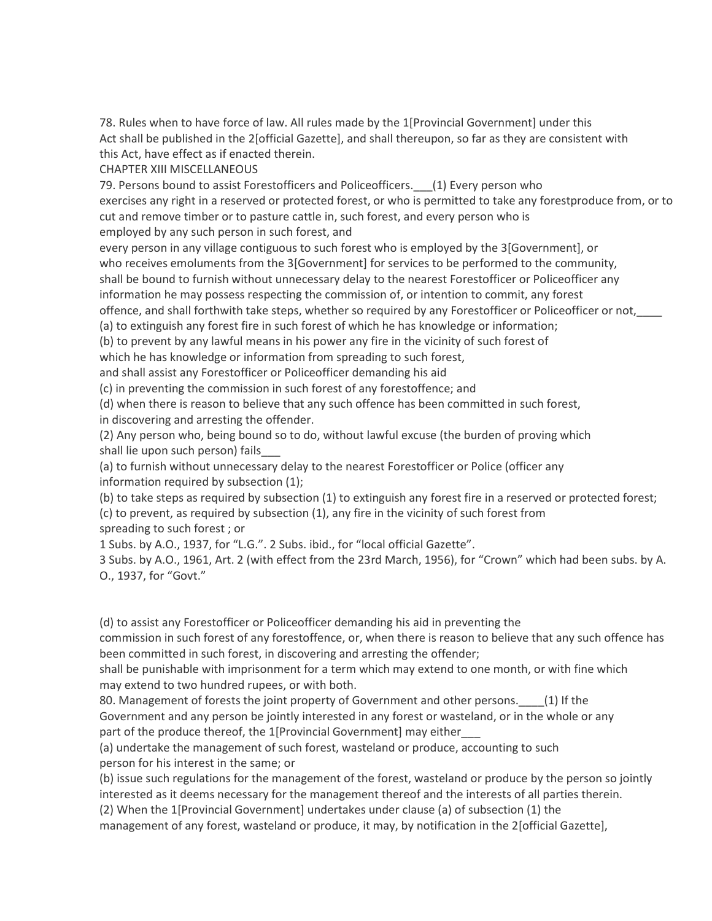78. Rules when to have force of law. All rules made by the 1[Provincial Government] under this Act shall be published in the 2[official Gazette], and shall thereupon, so far as they are consistent with this Act, have effect as if enacted therein.

CHAPTER XIII MISCELLANEOUS

79. Persons bound to assist Forestofficers and Policeofficers.___(1) Every person who exercises any right in a reserved or protected forest, or who is permitted to take any forestproduce from, or to cut and remove timber or to pasture cattle in, such forest, and every person who is employed by any such person in such forest, and

every person in any village contiguous to such forest who is employed by the 3[Government], or who receives emoluments from the 3[Government] for services to be performed to the community, shall be bound to furnish without unnecessary delay to the nearest Forestofficer or Policeofficer any information he may possess respecting the commission of, or intention to commit, any forest offence, and shall forthwith take steps, whether so required by any Forestofficer or Policeofficer or not,____

(a) to extinguish any forest fire in such forest of which he has knowledge or information;

(b) to prevent by any lawful means in his power any fire in the vicinity of such forest of which he has knowledge or information from spreading to such forest,

and shall assist any Forestofficer or Policeofficer demanding his aid

(c) in preventing the commission in such forest of any forestoffence; and

(d) when there is reason to believe that any such offence has been committed in such forest, in discovering and arresting the offender.

(2) Any person who, being bound so to do, without lawful excuse (the burden of proving which shall lie upon such person) fails___

(a) to furnish without unnecessary delay to the nearest Forestofficer or Police (officer any information required by subsection (1);

(b) to take steps as required by subsection (1) to extinguish any forest fire in a reserved or protected forest;

(c) to prevent, as required by subsection (1), any fire in the vicinity of such forest from spreading to such forest ; or

1 Subs. by A.O., 1937, for "L.G.". 2 Subs. ibid., for "local official Gazette".
3 Subs. by A.O., 1961, Art. 2 (with effect from the 23rd March, 1956), for "Crown" which had been subs. by A. O., 1937, for "Govt."

(d) to assist any Forestofficer or Policeofficer demanding his aid in preventing the commission in such forest of any forestoffence, or, when there is reason to believe that any such offence has been committed in such forest, in discovering and arresting the offender;

shall be punishable with imprisonment for a term which may extend to one month, or with fine which may extend to two hundred rupees, or with both.

80. Management of forests the joint property of Government and other persons.____(1) If the Government and any person be jointly interested in any forest or wasteland, or in the whole or any part of the produce thereof, the 1[Provincial Government] may either___

(a) undertake the management of such forest, wasteland or produce, accounting to such person for his interest in the same; or

(b) issue such regulations for the management of the forest, wasteland or produce by the person so jointly interested as it deems necessary for the management thereof and the interests of all parties therein.

(2) When the 1[Provincial Government] undertakes under clause (a) of subsection (1) the management of any forest, wasteland or produce, it may, by notification in the 2[official Gazette],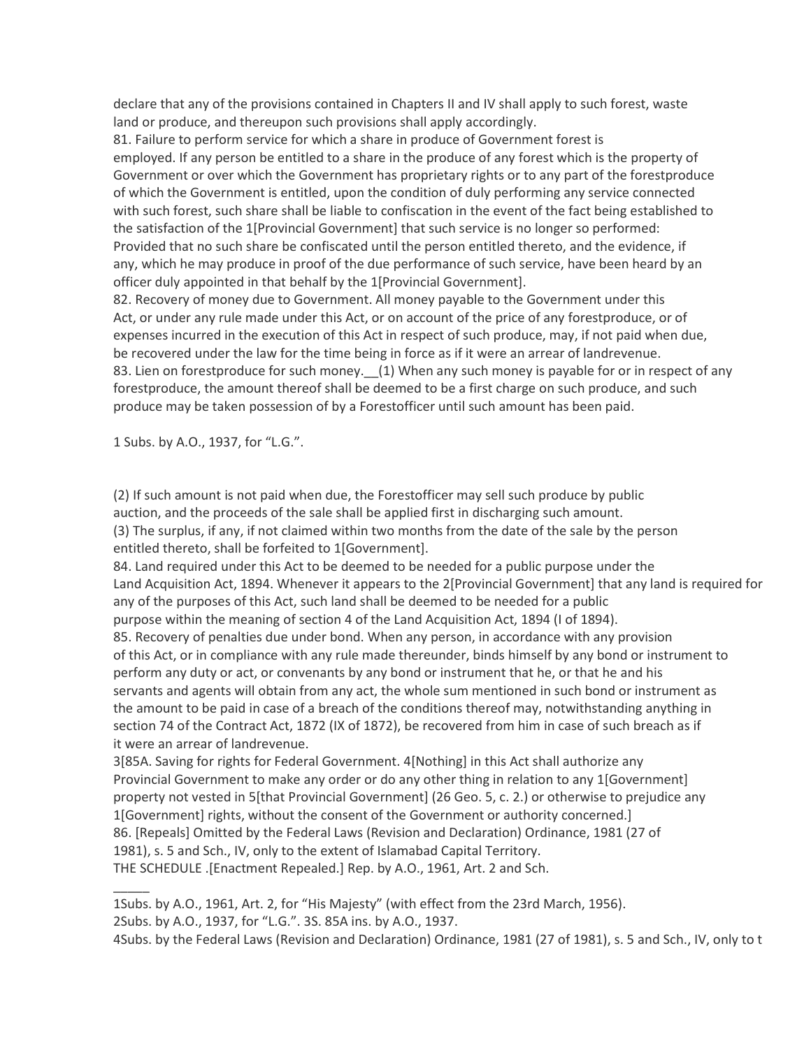declare that any of the provisions contained in Chapters II and IV shall apply to such forest, waste land or produce, and thereupon such provisions shall apply accordingly.

81. Failure to perform service for which a share in produce of Government forest is employed. If any person be entitled to a share in the produce of any forest which is the property of Government or over which the Government has proprietary rights or to any part of the forestproduce of which the Government is entitled, upon the condition of duly performing any service connected with such forest, such share shall be liable to confiscation in the event of the fact being established to the satisfaction of the [1][Provincial Government] that such service is no longer so performed:

Provided that no such share be confiscated until the person entitled thereto, and the evidence, if any, which he may produce in proof of the due performance of such service, have been heard by an officer duly appointed in that behalf by the [1][Provincial Government].

82. Recovery of money due to Government. All money payable to the Government under this Act, or under any rule made under this Act, or on account of the price of any forestproduce, or of expenses incurred in the execution of this Act in respect of such produce, may, if not paid when due, be recovered under the law for the time being in force as if it were an arrear of landrevenue.

83. Lien on forestproduce for such money.__(1) When any such money is payable for or in respect of any forestproduce, the amount thereof shall be deemed to be a first charge on such produce, and such produce may be taken possession of by a Forestofficer until such amount has been paid.

1 Subs. by A.O., 1937, for "L.G.".

(2) If such amount is not paid when due, the Forestofficer may sell such produce by public auction, and the proceeds of the sale shall be applied first in discharging such amount.

(3) The surplus, if any, if not claimed within two months from the date of the sale by the person entitled thereto, shall be forfeited to [1][Government].

84. Land required under this Act to be deemed to be needed for a public purpose under the Land Acquisition Act, 1894. Whenever it appears to the [2][Provincial Government] that any land is required for any of the purposes of this Act, such land shall be deemed to be needed for a public purpose within the meaning of section 4 of the Land Acquisition Act, 1894 (I of 1894).

85. Recovery of penalties due under bond. When any person, in accordance with any provision of this Act, or in compliance with any rule made thereunder, binds himself by any bond or instrument to perform any duty or act, or convenants by any bond or instrument that he, or that he and his servants and agents will obtain from any act, the whole sum mentioned in such bond or instrument as the amount to be paid in case of a breach of the conditions thereof may, notwithstanding anything in section 74 of the Contract Act, 1872 (IX of 1872), be recovered from him in case of such breach as if it were an arrear of landrevenue.

[3][85A. Saving for rights for Federal Government. [4][Nothing] in this Act shall authorize any Provincial Government to make any order or do any other thing in relation to any [1][Government] property not vested in [5][that Provincial Government] (26 Geo. 5, c. 2.) or otherwise to prejudice any [1][Government] rights, without the consent of the Government or authority concerned.]

86. [Repeals] Omitted by the Federal Laws (Revision and Declaration) Ordinance, 1981 (27 of 1981), s. 5 and Sch., IV, only to the extent of Islamabad Capital Territory.

THE SCHEDULE .[Enactment Repealed.] Rep. by A.O., 1961, Art. 2 and Sch.

_____

1Subs. by A.O., 1961, Art. 2, for "His Majesty" (with effect from the 23rd March, 1956).

2Subs. by A.O., 1937, for "L.G.". 3S. 85A ins. by A.O., 1937.

4Subs. by the Federal Laws (Revision and Declaration) Ordinance, 1981 (27 of 1981), s. 5 and Sch., IV, only to t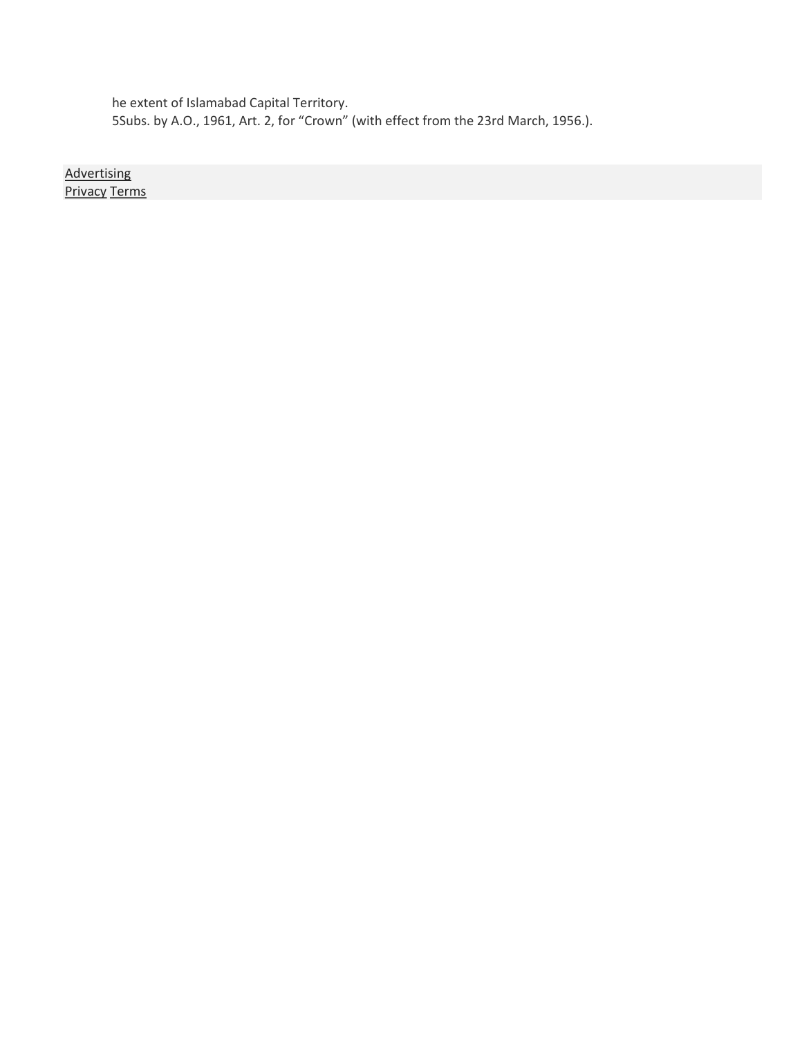he extent of Islamabad Capital Territory.

5Subs. by A.O., 1961, Art. 2, for "Crown" (with effect from the 23rd March, 1956.).

Advertising

Privacy Terms